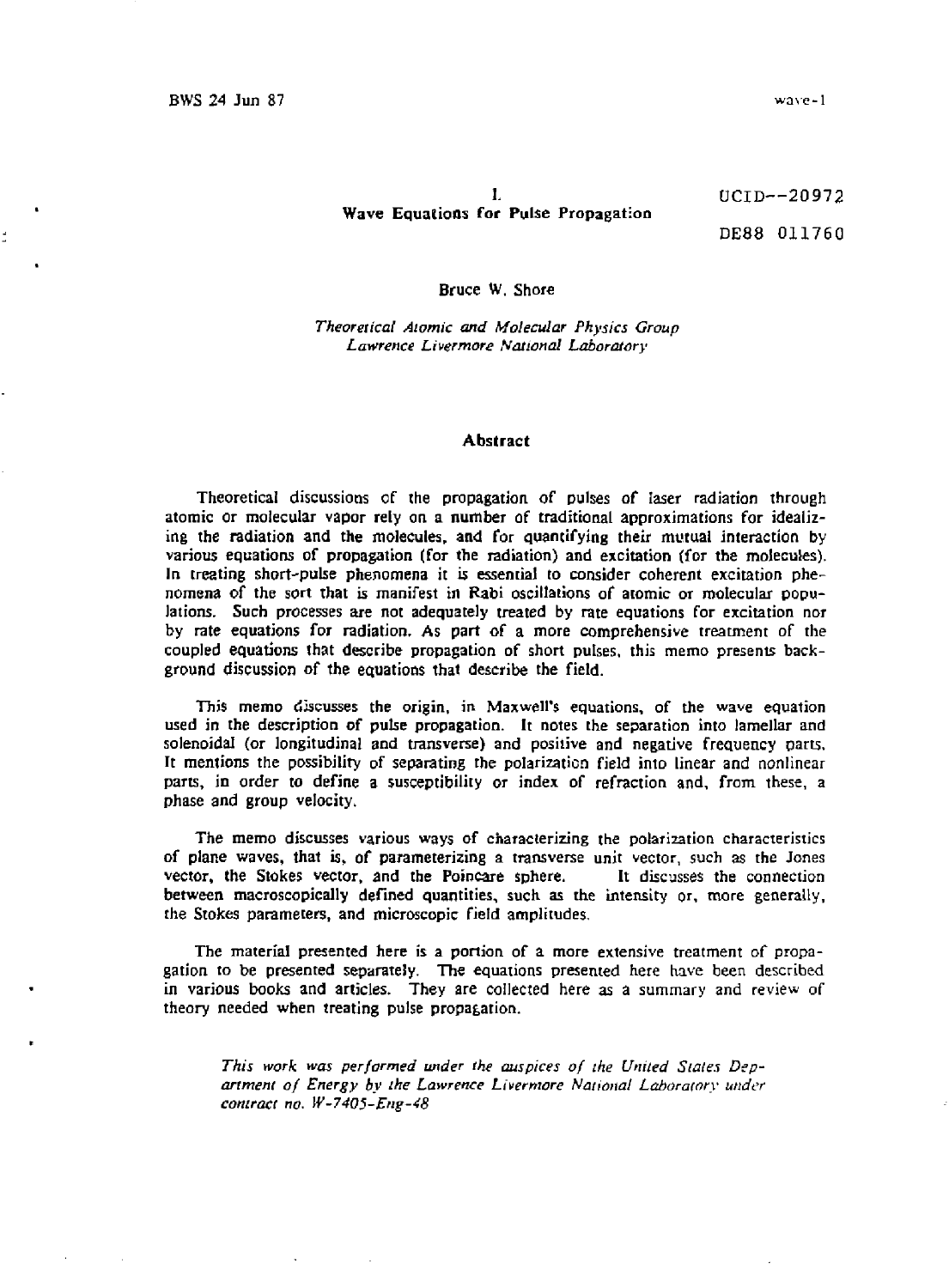UCID--20972

DE88 011760

# I. Wave Equations for Pulse Propagation

Bruce W. Shore

*Theoretical Atomic and Molecular Physics Group*
*Lawrence Livermore National Laboratory*

## Abstract

Theoretical discussions of the propagation of pulses of laser radiation through atomic or molecular vapor rely on a number of traditional approximations for idealizing the radiation and the molecules, and for quantifying their mutual interaction by various equations of propagation (for the radiation) and excitation (for the molecules). In treating short-pulse phenomena it is essential to consider coherent excitation phenomena of the sort that is manifest in Rabi oscillations of atomic or molecular populations. Such processes are not adequately treated by rate equations for excitation nor by rate equations for radiation. As part of a more comprehensive treatment of the coupled equations that describe propagation of short pulses, this memo presents background discussion of the equations that describe the field.

This memo discusses the origin, in Maxwell's equations, of the wave equation used in the description of pulse propagation. It notes the separation into lamellar and solenoidal (or longitudinal and transverse) and positive and negative frequency parts. It mentions the possibility of separating the polarization field into linear and nonlinear parts, in order to define a susceptibility or index of refraction and, from these, a phase and group velocity.

The memo discusses various ways of characterizing the polarization characteristics of plane waves, that is, of parameterizing a transverse unit vector, such as the Jones vector, the Stokes vector, and the Poincare sphere. It discusses the connection between macroscopically defined quantities, such as the intensity or, more generally, the Stokes parameters, and microscopic field amplitudes.

The material presented here is a portion of a more extensive treatment of propagation to be presented separately. The equations presented here have been described in various books and articles. They are collected here as a summary and review of theory needed when treating pulse propagation.

*This work was performed under the auspices of the United States Department of Energy by the Lawrence Livermore National Laboratory under contract no. W-7405-Eng-48*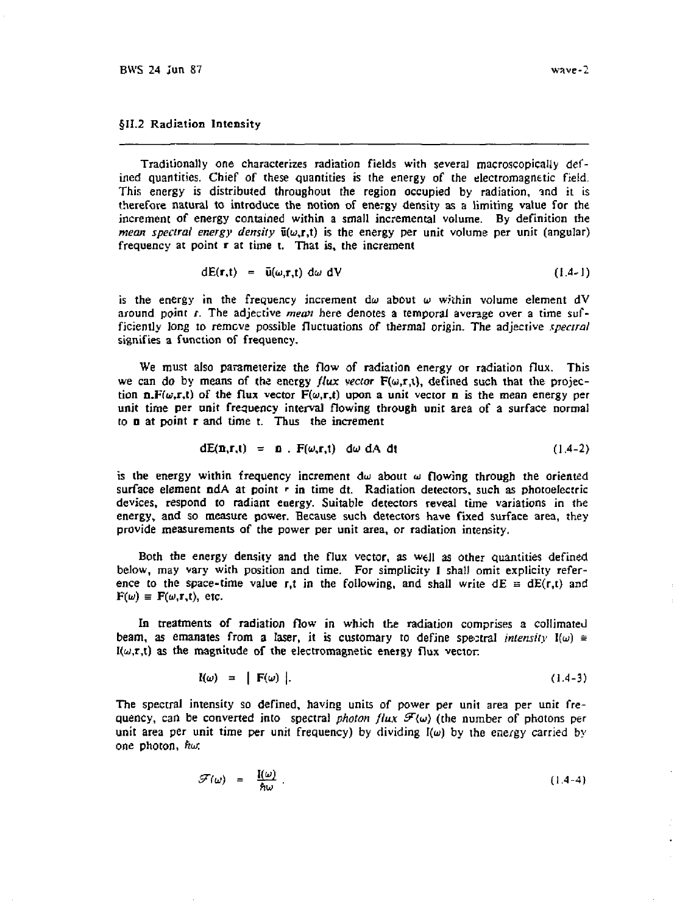## §II.2 Radiation Intensity

Traditionally one characterizes radiation fields with several macroscopically defined quantities. Chief of these quantities is the energy of the electromagnetic field. This energy is distributed throughout the region occupied by radiation, and it is therefore natural to introduce the notion of energy density as a limiting value for the increment of energy contained within a small incremental volume. By definition the *mean spectral energy density* $\bar{u}(\omega,\mathbf{r},t)$ is the energy per unit volume per unit (angular) frequency at point $\mathbf{r}$ at time t. That is, the increment

$$dE(\mathbf{r},t) = \bar{u}(\omega,\mathbf{r},t)\, d\omega\, dV \tag{1.4-1}$$

is the energy in the frequency increment $d\omega$ about $\omega$ within volume element dV around point $r$. The adjective *mean* here denotes a temporal average over a time sufficiently long to remove possible fluctuations of thermal origin. The adjective *spectral* signifies a function of frequency.

We must also parameterize the flow of radiation energy or radiation flux. This we can do by means of the energy *flux vector* $\mathbf{F}(\omega,\mathbf{r},t)$, defined such that the projection $\mathbf{n}.\mathbf{F}(\omega,\mathbf{r},t)$ of the flux vector $\mathbf{F}(\omega,\mathbf{r},t)$ upon a unit vector $\mathbf{n}$ is the mean energy per unit time per unit frequency interval flowing through unit area of a surface normal to $\mathbf{n}$ at point $\mathbf{r}$ and time t. Thus the increment

$$dE(\mathbf{n},\mathbf{r},t) = \mathbf{n} \cdot \mathbf{F}(\omega,\mathbf{r},t)\; d\omega\, dA\, dt \tag{1.4-2}$$

is the energy within frequency increment $d\omega$ about $\omega$ flowing through the oriented surface element $\mathbf{n}dA$ at point $\mathbf{r}$ in time dt. Radiation detectors, such as photoelectric devices, respond to radiant energy. Suitable detectors reveal time variations in the energy, and so measure power. Because such detectors have fixed surface area, they provide measurements of the power per unit area, or radiation intensity.

Both the energy density and the flux vector, as well as other quantities defined below, may vary with position and time. For simplicity I shall omit explicity reference to the space-time value r,t in the following, and shall write $dE \equiv dE(\mathbf{r},t)$ and $\mathbf{F}(\omega) \equiv \mathbf{F}(\omega,\mathbf{r},t)$, etc.

In treatments of radiation flow in which the radiation comprises a collimated beam, as emanates from a laser, it is customary to define spectral *intensity* $I(\omega) \equiv I(\omega,\mathbf{r},t)$ as the magnitude of the electromagnetic energy flux vector:

$$I(\omega) = |\, \mathbf{F}(\omega)\, |. \tag{1.4-3}$$

The spectral intensity so defined, having units of power per unit area per unit frequency, can be converted into spectral *photon flux* $\mathcal{F}(\omega)$ (the number of photons per unit area per unit time per unit frequency) by dividing $I(\omega)$ by the energy carried by one photon, $\hbar\omega$:

$$\mathcal{F}(\omega) = \frac{I(\omega)}{\hbar\omega}\,. \tag{1.4-4}$$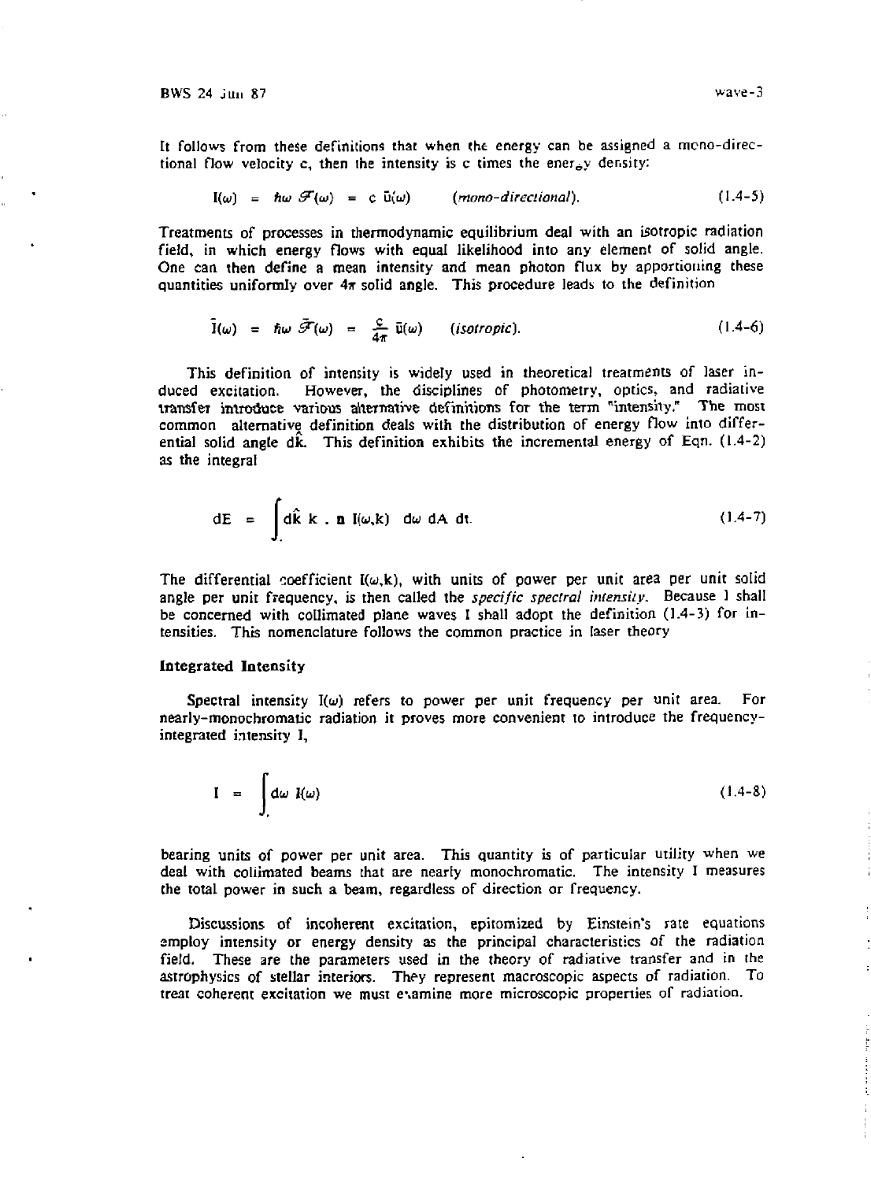It follows from these definitions that when the energy can be assigned a mono-directional flow velocity c, then the intensity is c times the energy density:

$$I(\omega) = \hbar\omega\, \mathscr{F}(\omega) = c\, \bar{u}(\omega) \qquad (\textit{mono-directional}). \tag{1.4-5}$$

Treatments of processes in thermodynamic equilibrium deal with an isotropic radiation field, in which energy flows with equal likelihood into any element of solid angle. One can then define a mean intensity and mean photon flux by apportioning these quantities uniformly over $4\pi$ solid angle. This procedure leads to the definition

$$\bar{I}(\omega) = \hbar\omega\, \bar{\mathscr{F}}(\omega) = \frac{c}{4\pi}\, \bar{u}(\omega) \qquad (\textit{isotropic}). \tag{1.4-6}$$

This definition of intensity is widely used in theoretical treatments of laser induced excitation. However, the disciplines of photometry, optics, and radiative transfer introduce various alternative definitions for the term "intensity." The most common alternative definition deals with the distribution of energy flow into differential solid angle $d\hat{k}$. This definition exhibits the incremental energy of Eqn. (1.4-2) as the integral

$$dE = \int d\hat{k}\; k \cdot \mathbf{n}\; I(\omega,k)\; d\omega\; dA\; dt. \tag{1.4-7}$$

The differential coefficient $I(\omega,k)$, with units of power per unit area per unit solid angle per unit frequency, is then called the *specific spectral intensity*. Because I shall be concerned with collimated plane waves I shall adopt the definition (1.4-3) for intensities. This nomenclature follows the common practice in laser theory

### Integrated Intensity

Spectral intensity $I(\omega)$ refers to power per unit frequency per unit area. For nearly-monochromatic radiation it proves more convenient to introduce the frequency-integrated intensity I,

$$I = \int d\omega\; I(\omega) \tag{1.4-8}$$

bearing units of power per unit area. This quantity is of particular utility when we deal with collimated beams that are nearly monochromatic. The intensity I measures the total power in such a beam, regardless of direction or frequency.

Discussions of incoherent excitation, epitomized by Einstein's rate equations employ intensity or energy density as the principal characteristics of the radiation field. These are the parameters used in the theory of radiative transfer and in the astrophysics of stellar interiors. They represent macroscopic aspects of radiation. To treat coherent excitation we must examine more microscopic properties of radiation.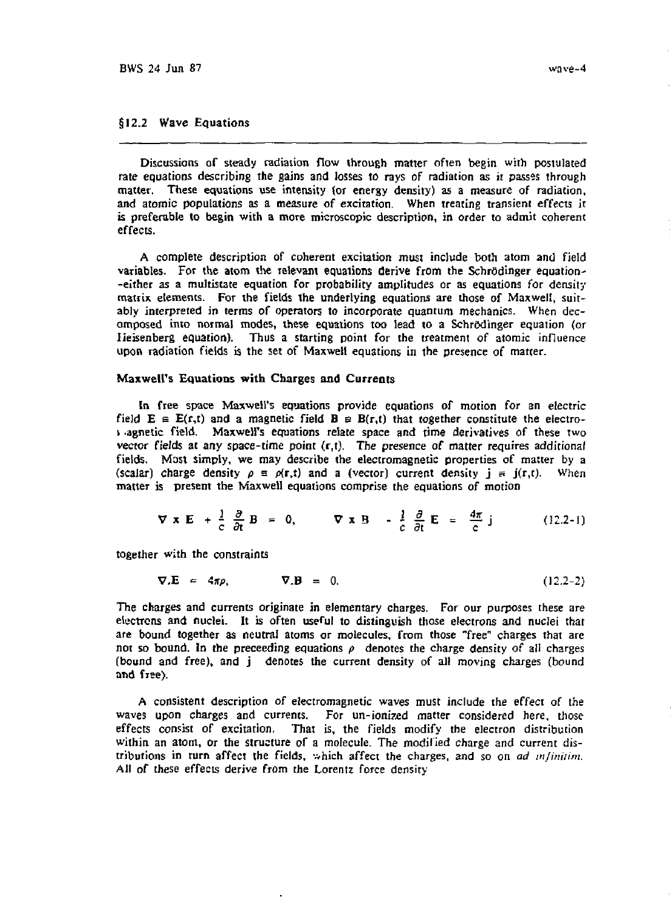## §12.2 Wave Equations

Discussions of steady radiation flow through matter often begin with postulated rate equations describing the gains and losses to rays of radiation as it passes through matter. These equations use intensity (or energy density) as a measure of radiation, and atomic populations as a measure of excitation. When treating transient effects it is preferable to begin with a more microscopic description, in order to admit coherent effects.

A complete description of coherent excitation must include both atom and field variables. For the atom the relevant equations derive from the Schrödinger equation--either as a multistate equation for probability amplitudes or as equations for density matrix elements. For the fields the underlying equations are those of Maxwell, suitably interpreted in terms of operators to incorporate quantum mechanics. When decomposed into normal modes, these equations too lead to a Schrödinger equation (or Heisenberg equation). Thus a starting point for the treatment of atomic influence upon radiation fields is the set of Maxwell equations in the presence of matter.

### Maxwell's Equations with Charges and Currents

In free space Maxwell's equations provide equations of motion for an electric field $\mathbf{E} \equiv \mathbf{E}(\mathbf{r},t)$ and a magnetic field $\mathbf{B} \equiv \mathbf{B}(\mathbf{r},t)$ that together constitute the electromagnetic field. Maxwell's equations relate space and time derivatives of these two vector fields at any space-time point $(\mathbf{r},t)$. The presence of matter requires additional fields. Most simply, we may describe the electromagnetic properties of matter by a (scalar) charge density $\rho \equiv \rho(\mathbf{r},t)$ and a (vector) current density $\mathbf{j} \equiv \mathbf{j}(\mathbf{r},t)$. When matter is present the Maxwell equations comprise the equations of motion

$$\nabla \times \mathbf{E} + \frac{1}{c}\frac{\partial}{\partial t}\mathbf{B} = 0, \qquad \nabla \times \mathbf{B} - \frac{1}{c}\frac{\partial}{\partial t}\mathbf{E} = \frac{4\pi}{c}\mathbf{j} \qquad (12.2\text{-}1)$$

together with the constraints

$$\nabla . \mathbf{E} = 4\pi\rho, \qquad \nabla . \mathbf{B} = 0. \qquad (12.2\text{-}2)$$

The charges and currents originate in elementary charges. For our purposes these are electrons and nuclei. It is often useful to distinguish those electrons and nuclei that are bound together as neutral atoms or molecules, from those "free" charges that are not so bound. In the preceeding equations $\rho$ denotes the charge density of all charges (bound and free), and $\mathbf{j}$ denotes the current density of all moving charges (bound and free).

A consistent description of electromagnetic waves must include the effect of the waves upon charges and currents. For un-ionized matter considered here, those effects consist of excitation. That is, the fields modify the electron distribution within an atom, or the structure of a molecule. The modified charge and current distributions in turn affect the fields, which affect the charges, and so on *ad infinitum*. All of these effects derive from the Lorentz force density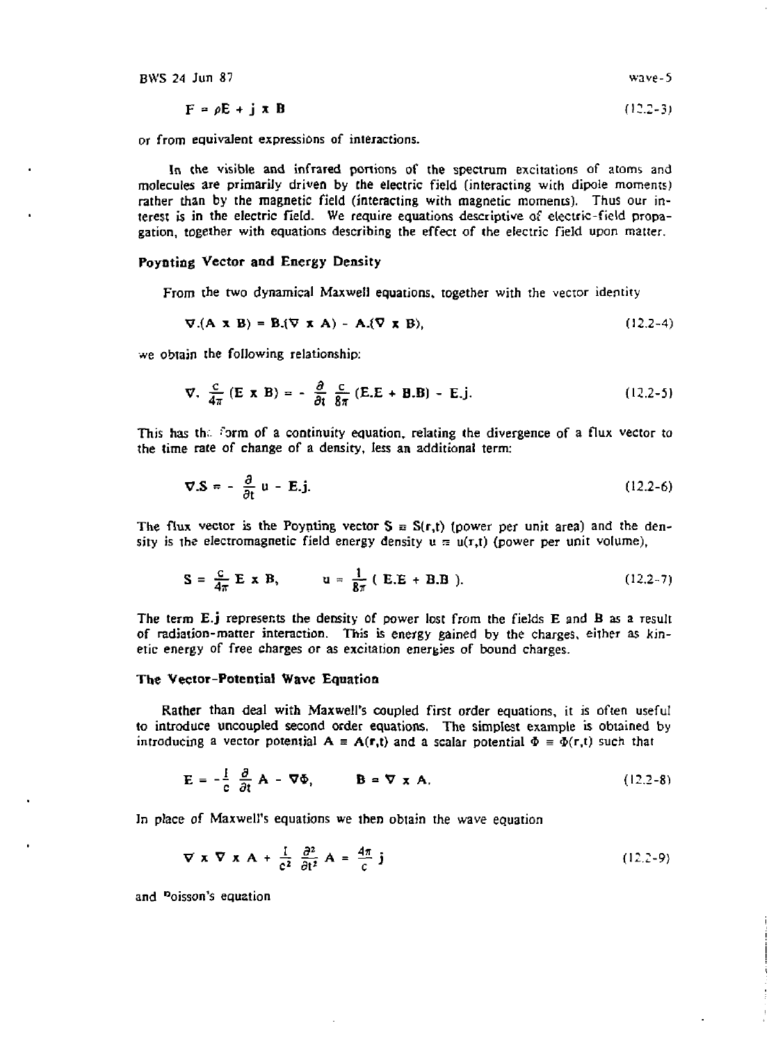$$F = \rho E + j \times B \tag{12.2-3}$$

or from equivalent expressions of interactions.

In the visible and infrared portions of the spectrum excitations of atoms and molecules are primarily driven by the electric field (interacting with dipole moments) rather than by the magnetic field (interacting with magnetic moments). Thus our interest is in the electric field. We require equations descriptive of electric-field propagation, together with equations describing the effect of the electric field upon matter.

### Poynting Vector and Energy Density

From the two dynamical Maxwell equations, together with the vector identity

$$\nabla.(\mathbf{A} \times \mathbf{B}) = \mathbf{B}.(\nabla \times \mathbf{A}) - \mathbf{A}.(\nabla \times \mathbf{B}), \tag{12.2-4}$$

we obtain the following relationship:

$$\nabla. \frac{c}{4\pi} (\mathbf{E} \times \mathbf{B}) = - \frac{\partial}{\partial t} \frac{c}{8\pi} (\mathbf{E}.\mathbf{E} + \mathbf{B}.\mathbf{B}) - \mathbf{E}.\mathbf{j}. \tag{12.2-5}$$

This has the form of a continuity equation, relating the divergence of a flux vector to the time rate of change of a density, less an additional term:

$$\nabla.\mathbf{S} = - \frac{\partial}{\partial t} u - \mathbf{E}.\mathbf{j}. \tag{12.2-6}$$

The flux vector is the Poynting vector $\mathbf{S} \equiv \mathbf{S}(\mathbf{r},t)$ (power per unit area) and the density is the electromagnetic field energy density $u \equiv u(\mathbf{r},t)$ (power per unit volume),

$$\mathbf{S} = \frac{c}{4\pi} \mathbf{E} \times \mathbf{B}, \qquad u = \frac{1}{8\pi} ( \mathbf{E}.\mathbf{E} + \mathbf{B}.\mathbf{B} ). \tag{12.2-7}$$

The term $\mathbf{E}.\mathbf{j}$ represents the density of power lost from the fields $\mathbf{E}$ and $\mathbf{B}$ as a result of radiation-matter interaction. This is energy gained by the charges, either as kinetic energy of free charges or as excitation energies of bound charges.

### The Vector-Potential Wave Equation

Rather than deal with Maxwell's coupled first order equations, it is often useful to introduce uncoupled second order equations. The simplest example is obtained by introducing a vector potential $\mathbf{A} \equiv \mathbf{A}(\mathbf{r},t)$ and a scalar potential $\Phi \equiv \Phi(\mathbf{r},t)$ such that

$$\mathbf{E} = -\frac{1}{c} \frac{\partial}{\partial t} \mathbf{A} - \nabla\Phi, \qquad \mathbf{B} = \nabla \times \mathbf{A}. \tag{12.2-8}$$

In place of Maxwell's equations we then obtain the wave equation

$$\nabla \times \nabla \times \mathbf{A} + \frac{1}{c^2} \frac{\partial^2}{\partial t^2} \mathbf{A} = \frac{4\pi}{c} \mathbf{j} \tag{12.2-9}$$

and Poisson's equation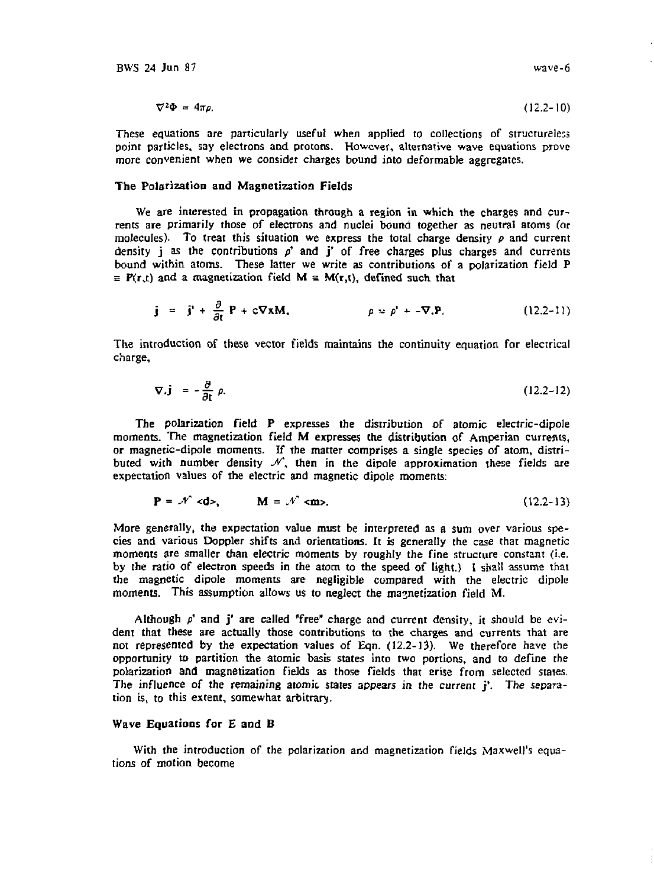$$\nabla^2\Phi = 4\pi\rho. \qquad (12.2\text{-}10)$$

These equations are particularly useful when applied to collections of structureless point particles, say electrons and protons. However, alternative wave equations prove more convenient when we consider charges bound into deformable aggregates.

### The Polarization and Magnetization Fields

We are interested in propagation through a region in which the charges and currents are primarily those of electrons and nuclei bound together as neutral atoms (or molecules). To treat this situation we express the total charge density $\rho$ and current density $\mathbf{j}$ as the contributions $\rho'$ and $\mathbf{j}'$ of free charges plus charges and currents bound within atoms. These latter we write as contributions of a polarization field $\mathbf{P} \equiv \mathbf{P}(\mathbf{r},t)$ and a magnetization field $\mathbf{M} \equiv \mathbf{M}(\mathbf{r},t)$, defined such that

$$\mathbf{j} = \mathbf{j}' + \frac{\partial}{\partial t}\mathbf{P} + c\nabla\times\mathbf{M}, \qquad \rho = \rho' + -\nabla.\mathbf{P}. \qquad (12.2\text{-}11)$$

The introduction of these vector fields maintains the continuity equation for electrical charge,

$$\nabla.\mathbf{j} = -\frac{\partial}{\partial t}\rho. \qquad (12.2\text{-}12)$$

The polarization field $\mathbf{P}$ expresses the distribution of atomic electric-dipole moments. The magnetization field $\mathbf{M}$ expresses the distribution of Amperian currents, or magnetic-dipole moments. If the matter comprises a single species of atom, distributed with number density $\mathcal{N}$, then in the dipole approximation these fields are expectation values of the electric and magnetic dipole moments:

$$\mathbf{P} = \mathcal{N}\langle\mathbf{d}\rangle, \qquad \mathbf{M} = \mathcal{N}\langle\mathbf{m}\rangle. \qquad (12.2\text{-}13)$$

More generally, the expectation value must be interpreted as a sum over various species and various Doppler shifts and orientations. It is generally the case that magnetic moments are smaller than electric moments by roughly the fine structure constant (i.e. by the ratio of electron speeds in the atom to the speed of light.) I shall assume that the magnetic dipole moments are negligible compared with the electric dipole moments. This assumption allows us to neglect the magnetization field $\mathbf{M}$.

Although $\rho'$ and $\mathbf{j}'$ are called "free" charge and current density, it should be evident that these are actually those contributions to the charges and currents that are not represented by the expectation values of Eqn. (12.2-13). We therefore have the opportunity to partition the atomic basis states into two portions, and to define the polarization and magnetization fields as those fields that arise from selected states. The influence of the remaining atomic states appears in the current $\mathbf{j}'$. The separation is, to this extent, somewhat arbitrary.

### Wave Equations for E and B

With the introduction of the polarization and magnetization fields Maxwell's equations of motion become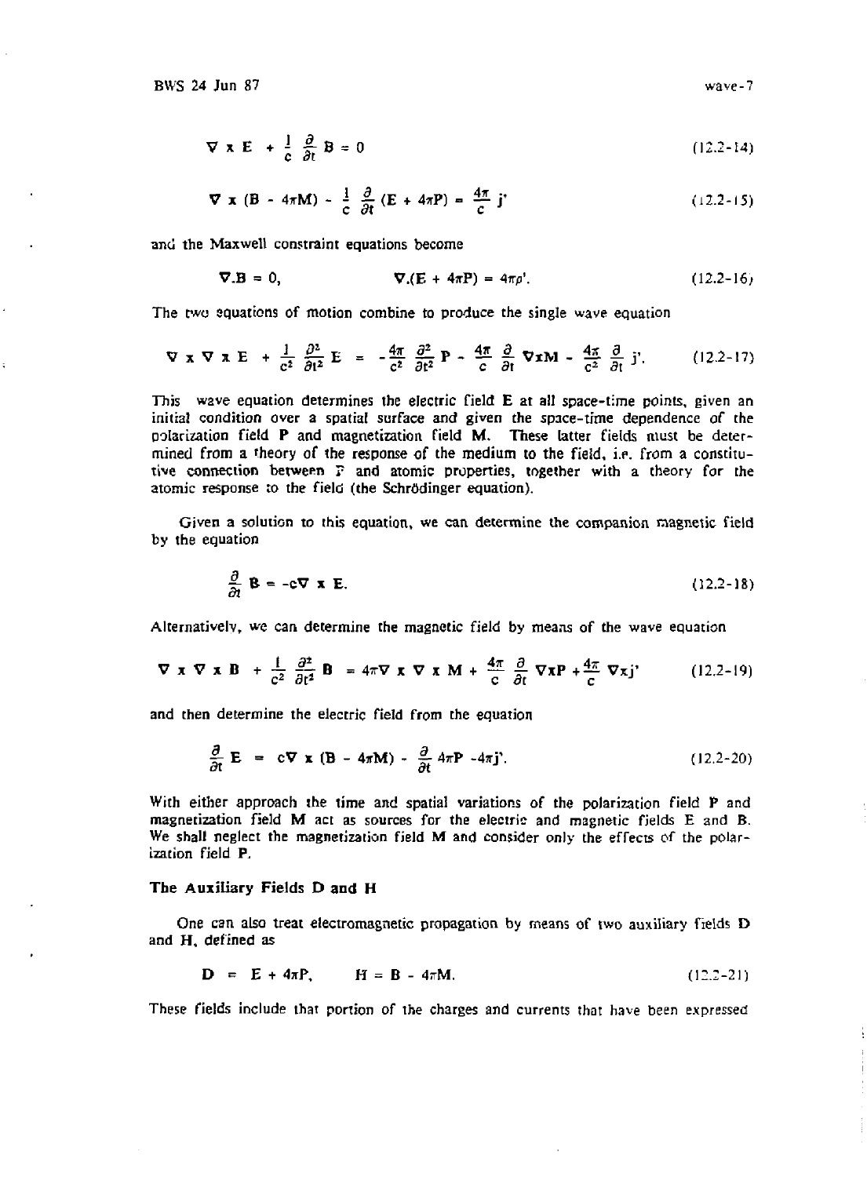$$\nabla \times \mathbf{E} + \frac{1}{c}\frac{\partial}{\partial t}\mathbf{B} = 0 \tag{12.2-14}$$

$$\nabla \times (\mathbf{B} - 4\pi\mathbf{M}) - \frac{1}{c}\frac{\partial}{\partial t}(\mathbf{E} + 4\pi\mathbf{P}) = \frac{4\pi}{c}\mathbf{j}' \tag{12.2-15}$$

and the Maxwell constraint equations become

$$\nabla.\mathbf{B} = 0, \qquad \nabla.(\mathbf{E} + 4\pi\mathbf{P}) = 4\pi\rho'. \tag{12.2-16}$$

The two equations of motion combine to produce the single wave equation

$$\nabla \times \nabla \times \mathbf{E} + \frac{1}{c^2}\frac{\partial^2}{\partial t^2}\mathbf{E} = -\frac{4\pi}{c^2}\frac{\partial^2}{\partial t^2}\mathbf{P} - \frac{4\pi}{c}\frac{\partial}{\partial t}\nabla \times \mathbf{M} - \frac{4\pi}{c^2}\frac{\partial}{\partial t}\mathbf{j}'. \tag{12.2-17}$$

This wave equation determines the electric field **E** at all space-time points, given an initial condition over a spatial surface and given the space-time dependence of the polarization field **P** and magnetization field **M**. These latter fields must be determined from a theory of the response of the medium to the field, i.e. from a constitutive connection between P and atomic properties, together with a theory for the atomic response to the field (the Schrödinger equation).

Given a solution to this equation, we can determine the companion magnetic field by the equation

$$\frac{\partial}{\partial t}\mathbf{B} = -c\nabla \times \mathbf{E}. \tag{12.2-18}$$

Alternatively, we can determine the magnetic field by means of the wave equation

$$\nabla \times \nabla \times \mathbf{B} + \frac{1}{c^2}\frac{\partial^2}{\partial t^2}\mathbf{B} = 4\pi\nabla \times \nabla \times \mathbf{M} + \frac{4\pi}{c}\frac{\partial}{\partial t}\nabla \times \mathbf{P} + \frac{4\pi}{c}\nabla \times \mathbf{j}' \tag{12.2-19}$$

and then determine the electric field from the equation

$$\frac{\partial}{\partial t}\mathbf{E} = c\nabla \times (\mathbf{B} - 4\pi\mathbf{M}) - \frac{\partial}{\partial t}4\pi\mathbf{P} - 4\pi\mathbf{j}'. \tag{12.2-20}$$

With either approach the time and spatial variations of the polarization field **P** and magnetization field **M** act as sources for the electric and magnetic fields **E** and **B**. We shall neglect the magnetization field **M** and consider only the effects of the polarization field **P**.

### The Auxiliary Fields D and H

One can also treat electromagnetic propagation by means of two auxiliary fields **D** and **H**, defined as

$$\mathbf{D} = \mathbf{E} + 4\pi\mathbf{P}, \qquad \mathbf{H} = \mathbf{B} - 4\pi\mathbf{M}. \tag{12.2-21}$$

These fields include that portion of the charges and currents that have been expressed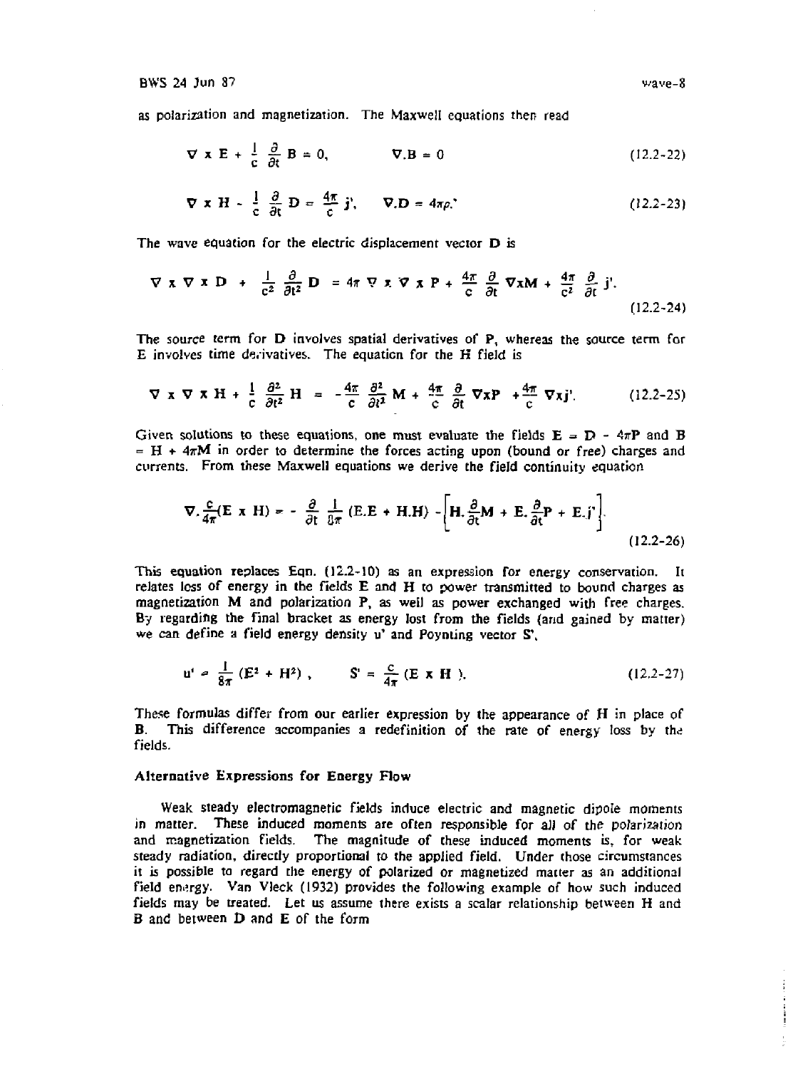as polarization and magnetization. The Maxwell equations then read

$$\nabla \times \mathbf{E} + \frac{1}{c}\frac{\partial}{\partial t}\mathbf{B} = 0, \qquad \nabla . \mathbf{B} = 0 \tag{12.2-22}$$

$$\nabla \times \mathbf{H} - \frac{1}{c}\frac{\partial}{\partial t}\mathbf{D} = \frac{4\pi}{c}\mathbf{j}', \quad \nabla . \mathbf{D} = 4\pi\rho.' \tag{12.2-23}$$

The wave equation for the electric displacement vector **D** is

$$\nabla \times \nabla \times \mathbf{D} + \frac{1}{c^2}\frac{\partial}{\partial t^2}\mathbf{D} = 4\pi\,\nabla \times \nabla \times \mathbf{P} + \frac{4\pi}{c}\frac{\partial}{\partial t}\nabla \mathrm{x}\mathbf{M} + \frac{4\pi}{c^2}\frac{\partial}{\partial t}\mathbf{j}'. \tag{12.2-24}$$

The source term for **D** involves spatial derivatives of **P**, whereas the source term for E involves time derivatives. The equation for the **H** field is

$$\nabla \times \nabla \times \mathbf{H} + \frac{1}{c}\frac{\partial^2}{\partial t^2}\mathbf{H} = -\frac{4\pi}{c}\frac{\partial^2}{\partial t^2}\mathbf{M} + \frac{4\pi}{c}\frac{\partial}{\partial t}\nabla \mathrm{x}\mathbf{P} + \frac{4\pi}{c}\nabla \mathrm{x}\mathbf{j}'. \tag{12.2-25}$$

Given solutions to these equations, one must evaluate the fields $\mathbf{E} = \mathbf{D} - 4\pi\mathbf{P}$ and $\mathbf{B} = \mathbf{H} + 4\pi\mathbf{M}$ in order to determine the forces acting upon (bound or free) charges and currents. From these Maxwell equations we derive the field continuity equation

$$\nabla . \frac{c}{4\pi}(\mathbf{E} \times \mathbf{H}) = -\frac{\partial}{\partial t}\frac{1}{8\pi}(\mathbf{E}.\mathbf{E} + \mathbf{H}.\mathbf{H}) - \left[\mathbf{H}.\frac{\partial}{\partial t}\mathbf{M} + \mathbf{E}.\frac{\partial}{\partial t}\mathbf{P} + \mathbf{E}.\mathbf{j}'\right]. \tag{12.2-26}$$

This equation replaces Eqn. (12.2-10) as an expression for energy conservation. It relates loss of energy in the fields **E** and **H** to power transmitted to bound charges as magnetization **M** and polarization **P**, as well as power exchanged with free charges. By regarding the final bracket as energy lost from the fields (and gained by matter) we can define a field energy density u' and Poynting vector **S'**,

$$u' = \frac{1}{8\pi}(E^2 + H^2), \qquad \mathbf{S}' = \frac{c}{4\pi}(\mathbf{E} \times \mathbf{H}). \tag{12.2-27}$$

These formulas differ from our earlier expression by the appearance of **H** in place of **B**. This difference accompanies a redefinition of the rate of energy loss by the fields.

### Alternative Expressions for Energy Flow

Weak steady electromagnetic fields induce electric and magnetic dipole moments in matter. These induced moments are often responsible for all of the polarization and magnetization fields. The magnitude of these induced moments is, for weak steady radiation, directly proportional to the applied field. Under those circumstances it is possible to regard the energy of polarized or magnetized matter as an additional field energy. Van Vleck (1932) provides the following example of how such induced fields may be treated. Let us assume there exists a scalar relationship between H and B and between D and E of the form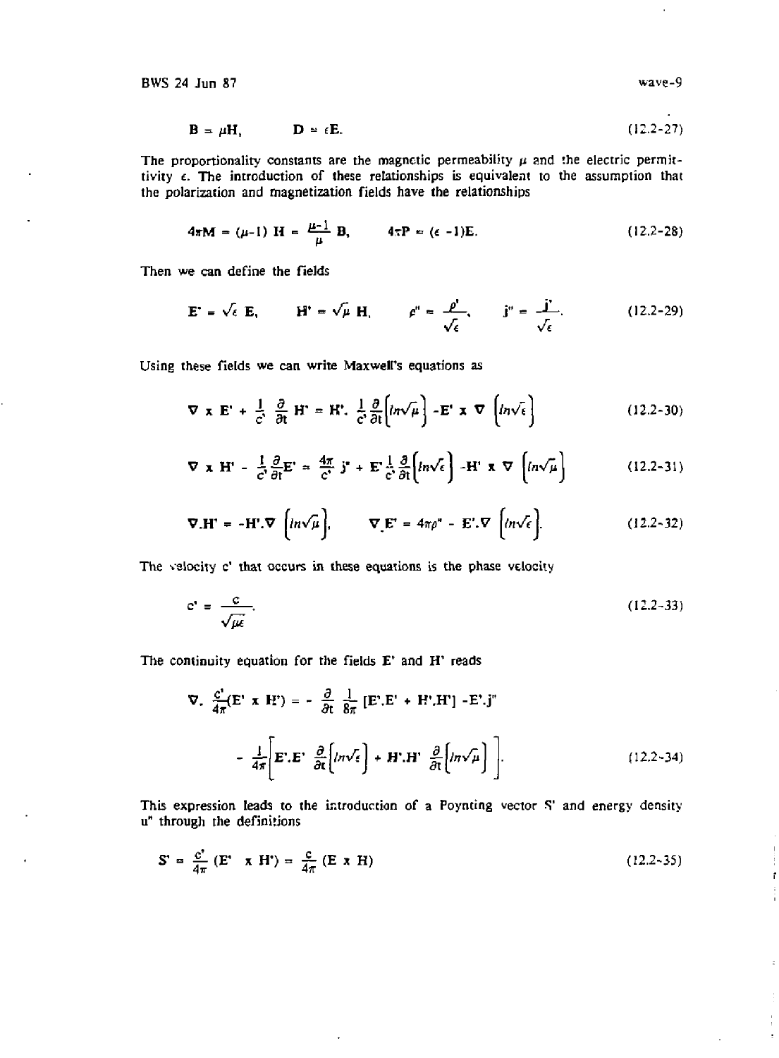$$\mathbf{B} = \mu\mathbf{H}, \qquad \mathbf{D} = \epsilon\mathbf{E}. \tag{12.2-27}$$

The proportionality constants are the magnetic permeability $\mu$ and the electric permittivity $\epsilon$. The introduction of these relationships is equivalent to the assumption that the polarization and magnetization fields have the relationships

$$4\pi\mathbf{M} = (\mu-1)\,\mathbf{H} = \frac{\mu-1}{\mu}\,\mathbf{B}, \qquad 4\pi\mathbf{P} = (\epsilon-1)\mathbf{E}. \tag{12.2-28}$$

Then we can define the fields

$$\mathbf{E}' = \sqrt{\epsilon}\,\mathbf{E}, \qquad \mathbf{H}' = \sqrt{\mu}\,\mathbf{H}, \qquad \rho'' = \frac{\rho'}{\sqrt{\epsilon}}, \qquad \mathbf{j}'' = \frac{\mathbf{j}'}{\sqrt{\epsilon}}. \tag{12.2-29}$$

Using these fields we can write Maxwell's equations as

$$\nabla \times \mathbf{E}' + \frac{1}{c'}\frac{\partial}{\partial t}\mathbf{H}' = \mathbf{H}'.\,\frac{1}{c'}\frac{\partial}{\partial t}\left[ln\sqrt{\mu}\right] - \mathbf{E}' \times \nabla\left[ln\sqrt{\epsilon}\right] \tag{12.2-30}$$

$$\nabla \times \mathbf{H}' - \frac{1}{c'}\frac{\partial}{\partial t}\mathbf{E}' = \frac{4\pi}{c'}\,\mathbf{j}'' + \mathbf{E}'\frac{1}{c'}\frac{\partial}{\partial t}\left[ln\sqrt{\epsilon}\right] - \mathbf{H}' \times \nabla\left[ln\sqrt{\mu}\right] \tag{12.2-31}$$

$$\nabla.\mathbf{H}' = -\mathbf{H}'.\nabla\left[ln\sqrt{\mu}\right], \qquad \nabla.\mathbf{E}' = 4\pi\rho'' - \mathbf{E}'.\nabla\left[ln\sqrt{\epsilon}\right]. \tag{12.2-32}$$

The velocity c' that occurs in these equations is the phase velocity

$$c' = \frac{c}{\sqrt{\mu\epsilon}}. \tag{12.2-33}$$

The continuity equation for the fields $\mathbf{E}'$ and $\mathbf{H}'$ reads

$$\nabla.\,\frac{c'}{4\pi}(\mathbf{E}' \times \mathbf{H}') = -\frac{\partial}{\partial t}\frac{1}{8\pi}\left[\mathbf{E}'.\mathbf{E}' + \mathbf{H}'.\mathbf{H}'\right] - \mathbf{E}'.\mathbf{j}''$$

$$-\frac{1}{4\pi}\left[\mathbf{E}'.\mathbf{E}'\,\frac{\partial}{\partial t}\left[ln\sqrt{\epsilon}\right] + \mathbf{H}'.\mathbf{H}'\,\frac{\partial}{\partial t}\left[ln\sqrt{\mu}\right]\right]. \tag{12.2-34}$$

This expression leads to the introduction of a Poynting vector $\mathbf{S}'$ and energy density u" through the definitions

$$\mathbf{S}' = \frac{c'}{4\pi}(\mathbf{E}' \times \mathbf{H}') = \frac{c}{4\pi}(\mathbf{E} \times \mathbf{H}) \tag{12.2-35}$$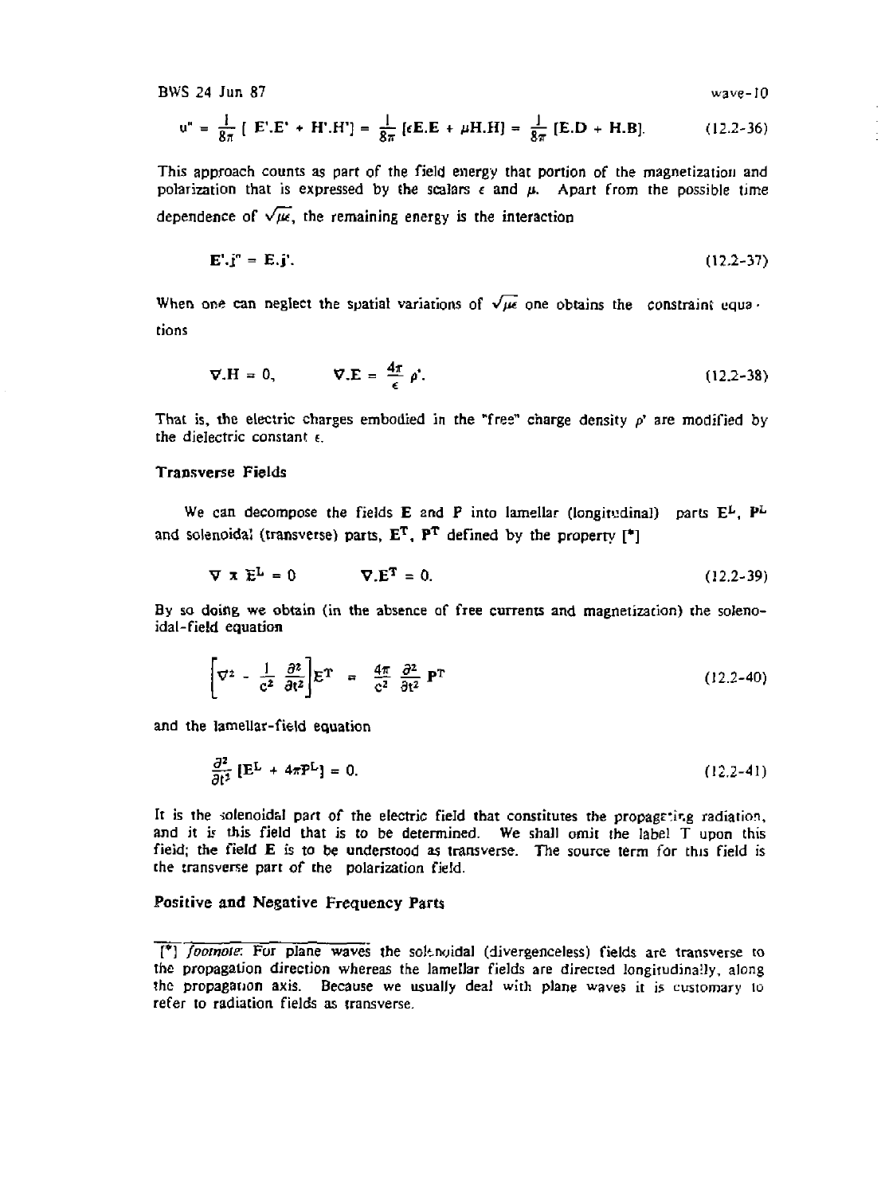$$u'' = \frac{1}{8\pi}\,[\,\mathbf{E}'.\mathbf{E}' + \mathbf{H}'.\mathbf{H}'] = \frac{1}{8\pi}\,[\epsilon\mathbf{E}.\mathbf{E} + \mu\mathbf{H}.\mathbf{H}] = \frac{1}{8\pi}\,[\mathbf{E}.\mathbf{D} + \mathbf{H}.\mathbf{B}]. \tag{12.2-36}$$

This approach counts as part of the field energy that portion of the magnetization and polarization that is expressed by the scalars $\epsilon$ and $\mu$. Apart from the possible time dependence of $\sqrt{\mu\epsilon}$, the remaining energy is the interaction

$$\mathbf{E}'.\mathbf{j}'' = \mathbf{E}.\mathbf{j}'. \tag{12.2-37}$$

When one can neglect the spatial variations of $\sqrt{\mu\epsilon}$ one obtains the constraint equations

$$\nabla.\mathbf{H} = 0, \qquad \nabla.\mathbf{E} = \frac{4\pi}{\epsilon}\,\rho'. \tag{12.2-38}$$

That is, the electric charges embodied in the "free" charge density $\rho'$ are modified by the dielectric constant $\epsilon$.

### Transverse Fields

We can decompose the fields $\mathbf{E}$ and $\mathbf{P}$ into lamellar (longitudinal) parts $\mathbf{E}^L$, $\mathbf{P}^L$ and solenoidal (transverse) parts, $\mathbf{E}^T$, $\mathbf{P}^T$ defined by the property [*]

$$\nabla \times \mathbf{E}^L = 0 \qquad \nabla.\mathbf{E}^T = 0. \tag{12.2-39}$$

By so doing we obtain (in the absence of free currents and magnetization) the solenoidal-field equation

$$\left[\nabla^2 - \frac{1}{c^2}\frac{\partial^2}{\partial t^2}\right]\mathbf{E}^T = \frac{4\pi}{c^2}\frac{\partial^2}{\partial t^2}\,\mathbf{P}^T \tag{12.2-40}$$

and the lamellar-field equation

$$\frac{\partial^2}{\partial t^2}\,[\mathbf{E}^L + 4\pi\mathbf{P}^L] = 0. \tag{12.2-41}$$

It is the solenoidal part of the electric field that constitutes the propagating radiation, and it is this field that is to be determined. We shall omit the label T upon this field; the field $\mathbf{E}$ is to be understood as transverse. The source term for this field is the transverse part of the polarization field.

### Positive and Negative Frequency Parts

[*] *footnote*: For plane waves the solenoidal (divergenceless) fields are transverse to the propagation direction whereas the lamellar fields are directed longitudinally, along the propagation axis. Because we usually deal with plane waves it is customary to refer to radiation fields as transverse.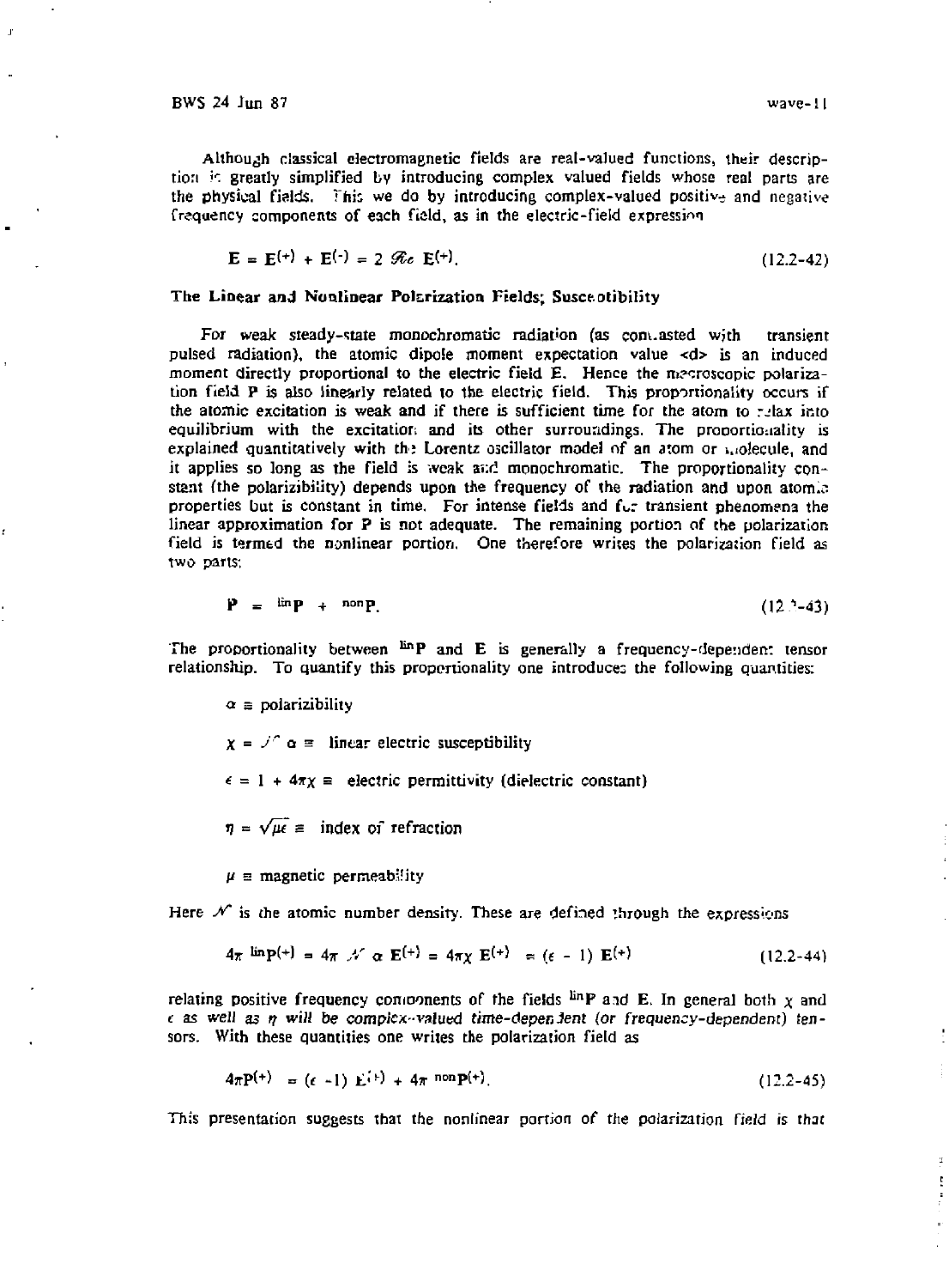Although classical electromagnetic fields are real-valued functions, their description is greatly simplified by introducing complex valued fields whose real parts are the physical fields. This we do by introducing complex-valued positive and negative frequency components of each field, as in the electric-field expression

$$\mathbf{E} = \mathbf{E}^{(+)} + \mathbf{E}^{(-)} = 2\,\mathcal{R}e\,\mathbf{E}^{(+)}. \tag{12.2-42}$$

### The Linear and Nonlinear Polarization Fields; Susceptibility

For weak steady-state monochromatic radiation (as contrasted with transient pulsed radiation), the atomic dipole moment expectation value $\langle d \rangle$ is an induced moment directly proportional to the electric field $\mathbf{E}$. Hence the macroscopic polarization field $\mathbf{P}$ is also linearly related to the electric field. This proportionality occurs if the atomic excitation is weak and if there is sufficient time for the atom to relax into equilibrium with the excitation and its other surroundings. The proportionality is explained quantitatively with the Lorentz oscillator model of an atom or molecule, and it applies so long as the field is weak and monochromatic. The proportionality constant (the polarizibility) depends upon the frequency of the radiation and upon atomic properties but is constant in time. For intense fields and for transient phenomena the linear approximation for $\mathbf{P}$ is not adequate. The remaining portion of the polarization field is termed the nonlinear portion. One therefore writes the polarization field as two parts:

$$\mathbf{P} = {}^{\text{lin}}\mathbf{P} + {}^{\text{non}}\mathbf{P}. \tag{12.2-43}$$

The proportionality between ${}^{\text{lin}}\mathbf{P}$ and $\mathbf{E}$ is generally a frequency-dependent tensor relationship. To quantify this proportionality one introduces the following quantities:

$\alpha \equiv$ polarizibility

$\chi = \mathcal{N}\alpha \equiv$ linear electric susceptibility

$\epsilon = 1 + 4\pi\chi \equiv$ electric permittivity (dielectric constant)

$\eta = \sqrt{\mu\epsilon} \equiv$ index of refraction

$\mu \equiv$ magnetic permeability

Here $\mathcal{N}$ is the atomic number density. These are defined through the expressions

$$4\pi\,{}^{\text{lin}}\mathbf{P}^{(+)} = 4\pi\,\mathcal{N}\alpha\,\mathbf{E}^{(+)} = 4\pi\chi\,\mathbf{E}^{(+)} = (\epsilon - 1)\,\mathbf{E}^{(+)} \tag{12.2-44}$$

relating positive frequency components of the fields ${}^{\text{lin}}\mathbf{P}$ and $\mathbf{E}$. In general both $\chi$ and $\epsilon$ *as well as $\eta$ will be complex-valued time-dependent (or frequency-dependent) tensors.* With these quantities one writes the polarization field as

$$4\pi\mathbf{P}^{(+)} = (\epsilon - 1)\,\mathbf{E}^{(+)} + 4\pi\,{}^{\text{non}}\mathbf{P}^{(+)}. \tag{12.2-45}$$

This presentation suggests that the nonlinear portion of the polarization field is that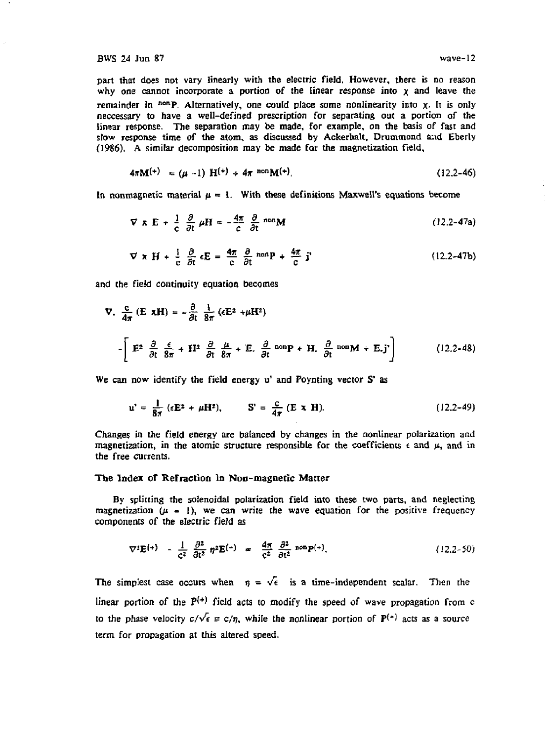part that does not vary linearly with the electric field. However, there is no reason why one cannot incorporate a portion of the linear response into $\chi$ and leave the remainder in ${}^{non}\mathbf{P}$. Alternatively, one could place some nonlinearity into $\chi$. It is only neccessary to have a well-defined prescription for separating out a portion of the linear response. The separation may be made, for example, on the basis of fast and slow response time of the atom, as discussed by Ackerhalt, Drummond and Eberly (1986). A similar decomposition may be made for the magnetization field,

$$4\pi \mathbf{M}^{(+)} = (\mu - 1)\, \mathbf{H}^{(+)} + 4\pi\, {}^{non}\mathbf{M}^{(+)}. \tag{12.2-46}$$

In nonmagnetic material $\mu = 1$. With these definitions Maxwell's equations become

$$\nabla \times \mathbf{E} + \frac{1}{c}\frac{\partial}{\partial t}\mu \mathbf{H} = -\frac{4\pi}{c}\frac{\partial}{\partial t}\,{}^{non}\mathbf{M} \tag{12.2-47a}$$

$$\nabla \times \mathbf{H} + \frac{1}{c}\frac{\partial}{\partial t}\epsilon \mathbf{E} = \frac{4\pi}{c}\frac{\partial}{\partial t}\,{}^{non}\mathbf{P} + \frac{4\pi}{c}\mathbf{j}' \tag{12.2-47b}$$

and the field continuity equation becomes

$$\nabla . \frac{c}{4\pi}(\mathbf{E} \times \mathbf{H}) = -\frac{\partial}{\partial t}\frac{1}{8\pi}(\epsilon \mathbf{E}^2 + \mu \mathbf{H}^2)$$

$$-\left[\mathbf{E}^2 \frac{\partial}{\partial t}\frac{\epsilon}{8\pi} + \mathbf{H}^2 \frac{\partial}{\partial t}\frac{\mu}{8\pi} + \mathbf{E}.\frac{\partial}{\partial t}\,{}^{non}\mathbf{P} + \mathbf{H}.\frac{\partial}{\partial t}\,{}^{non}\mathbf{M} + \mathbf{E}.\mathbf{j}'\right] \tag{12.2-48}$$

We can now identify the field energy u' and Poynting vector S' as

$$u' = \frac{1}{8\pi}(\epsilon \mathbf{E}^2 + \mu \mathbf{H}^2), \qquad \mathbf{S}' = \frac{c}{4\pi}(\mathbf{E} \times \mathbf{H}). \tag{12.2-49}$$

Changes in the field energy are balanced by changes in the nonlinear polarization and magnetization, in the atomic structure responsible for the coefficients $\epsilon$ and $\mu$, and in the free currents.

### The Index of Refraction in Non-magnetic Matter

By splitting the solenoidal polarization field into these two parts, and neglecting magnetization ($\mu = 1$), we can write the wave equation for the positive frequency components of the electric field as

$$\nabla^2 \mathbf{E}^{(+)} - \frac{1}{c^2}\frac{\partial^2}{\partial t^2}\eta^2 \mathbf{E}^{(+)} = \frac{4\pi}{c^2}\frac{\partial^2}{\partial t^2}\,{}^{non}\mathbf{P}^{(+)}. \tag{12.2-50}$$

The simplest case occurs when $\eta = \sqrt{\epsilon}$ is a time-independent scalar. Then the linear portion of the $\mathbf{P}^{(+)}$ field acts to modify the speed of wave propagation from c to the phase velocity $c/\sqrt{\epsilon} \equiv c/\eta$, while the nonlinear portion of $\mathbf{P}^{(+)}$ acts as a source term for propagation at this altered speed.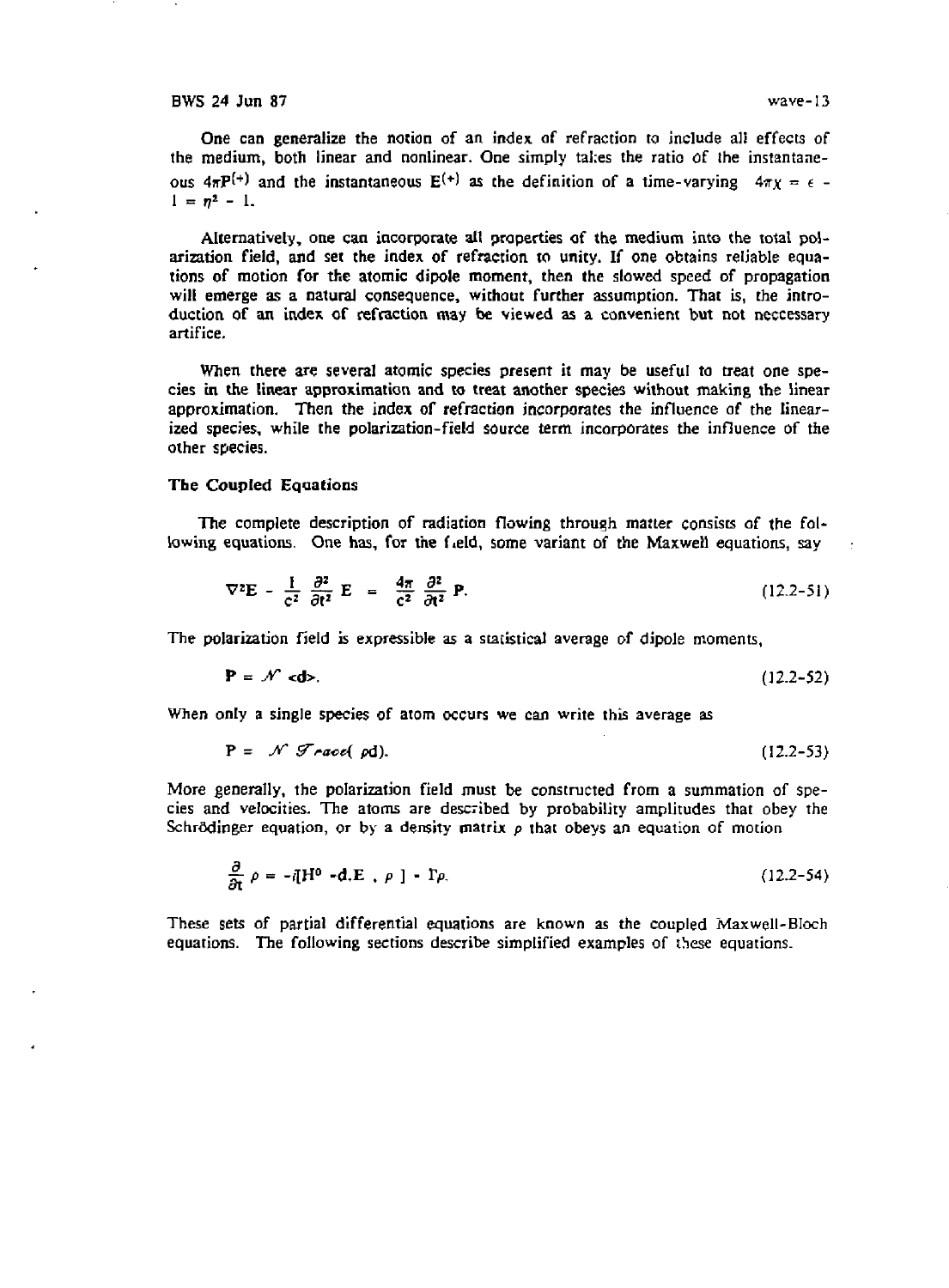One can generalize the notion of an index of refraction to include all effects of the medium, both linear and nonlinear. One simply takes the ratio of the instantaneous $4\pi P^{(+)}$ and the instantaneous $E^{(+)}$ as the definition of a time-varying $4\pi\chi = \epsilon - 1 = \eta^2 - 1$.

Alternatively, one can incorporate all properties of the medium into the total polarization field, and set the index of refraction to unity. If one obtains reliable equations of motion for the atomic dipole moment, then the slowed speed of propagation will emerge as a natural consequence, without further assumption. That is, the introduction of an index of refraction may be viewed as a convenient but not neccessary artifice.

When there are several atomic species present it may be useful to treat one species in the linear approximation and to treat another species without making the linear approximation. Then the index of refraction incorporates the influence of the linearized species, while the polarization-field source term incorporates the influence of the other species.

### The Coupled Equations

The complete description of radiation flowing through matter consists of the following equations. One has, for the field, some variant of the Maxwell equations, say

$$\nabla^2 \mathbf{E} - \frac{1}{c^2}\frac{\partial^2}{\partial t^2}\mathbf{E} = \frac{4\pi}{c^2}\frac{\partial^2}{\partial t^2}\mathbf{P}. \tag{12.2-51}$$

The polarization field is expressible as a statistical average of dipole moments,

$$\mathbf{P} = \mathcal{N} \langle \mathbf{d} \rangle. \tag{12.2-52}$$

When only a single species of atom occurs we can write this average as

$$\mathbf{P} = \mathcal{N}\, \mathcal{T}race(\,\rho \mathbf{d}). \tag{12.2-53}$$

More generally, the polarization field must be constructed from a summation of species and velocities. The atoms are described by probability amplitudes that obey the Schrödinger equation, or by a density matrix $\rho$ that obeys an equation of motion

$$\frac{\partial}{\partial t}\rho = -i[\mathrm{H}^0 - \mathbf{d}.\mathbf{E}\ ,\ \rho\ ] - \Gamma\rho. \tag{12.2-54}$$

These sets of partial differential equations are known as the coupled Maxwell-Bloch equations. The following sections describe simplified examples of these equations.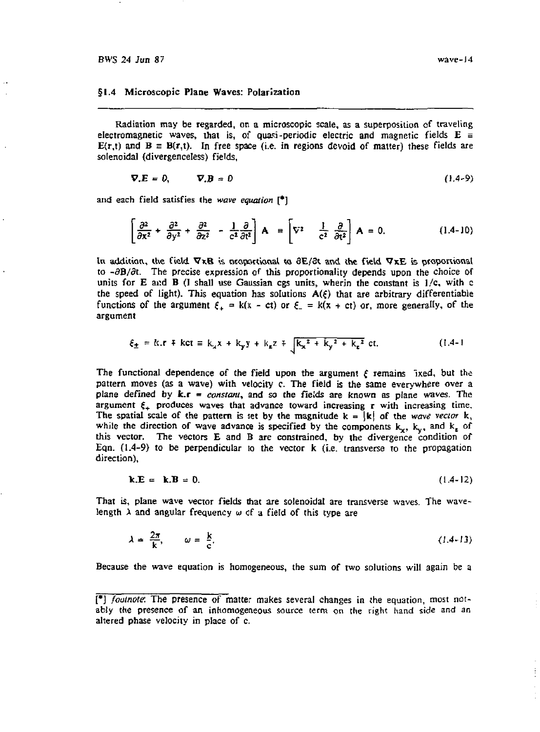## §1.4 Microscopic Plane Waves: Polarization

---

Radiation may be regarded, on a microscopic scale, as a superposition of traveling electromagnetic waves, that is, of quasi-periodic electric and magnetic fields $\mathbf{E} \equiv \mathbf{E}(\mathbf{r},t)$ and $\mathbf{B} \equiv \mathbf{B}(\mathbf{r},t)$. In free space (i.e. in regions devoid of matter) these fields are solenoidal (divergenceless) fields,

$$\nabla.\mathbf{E} = 0, \qquad \nabla.\mathbf{B} = 0 \tag{1.4-9}$$

and each field satisfies the *wave equation* [*]

$$\left[\frac{\partial^2}{\partial x^2} + \frac{\partial^2}{\partial y^2} + \frac{\partial^2}{\partial z^2} - \frac{1}{c^2}\frac{\partial}{\partial t^2}\right]\mathbf{A} \equiv \left[\nabla^2 \quad \frac{1}{c^2}\frac{\partial}{\partial t^2}\right]\mathbf{A} = 0. \tag{1.4-10}$$

In addition, the field $\nabla\mathrm{x}\mathbf{B}$ is proportional to $\partial\mathbf{E}/\partial t$ and the field $\nabla\mathrm{x}\mathbf{E}$ is proportional to $-\partial\mathbf{B}/\partial t$. The precise expression of this proportionality depends upon the choice of units for $\mathbf{E}$ and $\mathbf{B}$ (I shall use Gaussian cgs units, wherin the constant is $1/c$, with c the speed of light). This equation has solutions $\mathbf{A}(\xi)$ that are arbitrary differentiable functions of the argument $\xi_+ = k(x - ct)$ or $\xi_- = k(x + ct)$ or, more generally, of the argument

$$\xi_{\pm} = \mathbf{k}.\mathbf{r} \mp kct \equiv k_x x + k_y y + k_z z \mp \sqrt{k_x^2 + k_y^2 + k_z^2}\; ct. \tag{1.4-11}$$

The functional dependence of the field upon the argument $\xi$ remains fixed, but the pattern moves (as a wave) with velocity c. The field is the same everywhere over a plane defined by $\mathbf{k}.\mathbf{r} =$ *constant*, and so the fields are known as plane waves. The argument $\xi_+$ produces waves that advance toward increasing r with increasing time. The spatial scale of the pattern is set by the magnitude $k = |\mathbf{k}|$ of the *wave vector* $\mathbf{k}$, while the direction of wave advance is specified by the components $k_x$, $k_y$, and $k_z$ of this vector. The vectors $\mathbf{E}$ and $\mathbf{B}$ are constrained, by the divergence condition of Eqn. (1.4-9) to be perpendicular to the vector $\mathbf{k}$ (i.e. transverse to the propagation direction),

$$\mathbf{k}.\mathbf{E} = \mathbf{k}.\mathbf{B} = 0. \tag{1.4-12}$$

That is, plane wave vector fields that are solenoidal are transverse waves. The wavelength $\lambda$ and angular frequency $\omega$ of a field of this type are

$$\lambda = \frac{2\pi}{k}, \qquad \omega = \frac{k}{c}. \tag{1.4-13}$$

Because the wave equation is homogeneous, the sum of two solutions will again be a

---

[*] *footnote*: The presence of matter makes several changes in the equation, most notably the presence of an inhomogeneous source term on the right hand side and an altered phase velocity in place of c.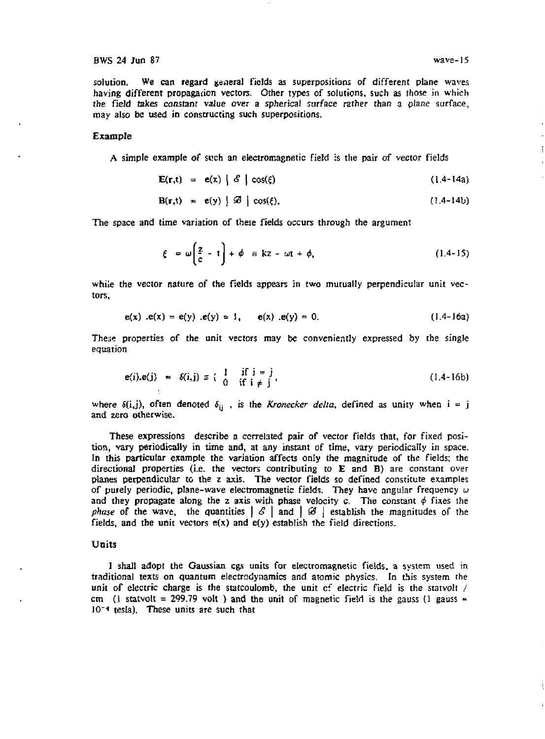solution. We can regard general fields as superpositions of different plane waves having different propagation vectors. Other types of solutions, such as those in which the field takes constant value over a spherical surface rather than a plane surface, may also be used in constructing such superpositions.

### Example

A simple example of such an electromagnetic field is the pair of vector fields

$$\mathbf{E}(\mathbf{r},t) = \mathbf{e}(x) \mid \mathcal{E} \mid \cos(\xi) \tag{1.4-14a}$$

$$\mathbf{B}(\mathbf{r},t) = \mathbf{e}(y) \mid \mathcal{B} \mid \cos(\xi), \tag{1.4-14b}$$

The space and time variation of these fields occurs through the argument

$$\xi = \omega\left[\frac{z}{c} - t\right] + \phi \equiv kz - \omega t + \phi, \tag{1.4-15}$$

while the vector nature of the fields appears in two mutually perpendicular unit vectors,

$$\mathbf{e}(x) .\mathbf{e}(x) = \mathbf{e}(y) .\mathbf{e}(y) = 1, \qquad \mathbf{e}(x) .\mathbf{e}(y) = 0. \tag{1.4-16a}$$

These properties of the unit vectors may be conveniently expressed by the single equation

$$\mathbf{e}(i).\mathbf{e}(j) = \delta(i,j) \equiv \begin{cases} 1 & \text{if } i = j \\ 0 & \text{if } i \neq j \end{cases}, \tag{1.4-16b}$$

where $\delta(i,j)$, often denoted $\delta_{ij}$, is the *Kronecker delta*, defined as unity when $i = j$ and zero otherwise.

These expressions describe a correlated pair of vector fields that, for fixed position, vary periodically in time and, at any instant of time, vary periodically in space. In this particular example the variation affects only the magnitude of the fields; the directional properties (i.e. the vectors contributing to $\mathbf{E}$ and $\mathbf{B}$) are constant over planes perpendicular to the z axis. The vector fields so defined constitute examples of purely periodic, plane-wave electromagnetic fields. They have angular frequency $\omega$ and they propagate along the z axis with phase velocity c. The constant $\phi$ fixes the *phase* of the wave, the quantities $\mid \mathcal{E} \mid$ and $\mid \mathcal{B} \mid$ establish the magnitudes of the fields, and the unit vectors $\mathbf{e}(x)$ and $\mathbf{e}(y)$ establish the field directions.

### Units

I shall adopt the Gaussian cgs units for electromagnetic fields, a system used in traditional texts on quantum electrodynamics and atomic physics. In this system the unit of electric charge is the statcoulomb, the unit of electric field is the statvolt / cm (1 statvolt = 299.79 volt ) and the unit of magnetic field is the gauss (1 gauss = $10^{-4}$ tesla). These units are such that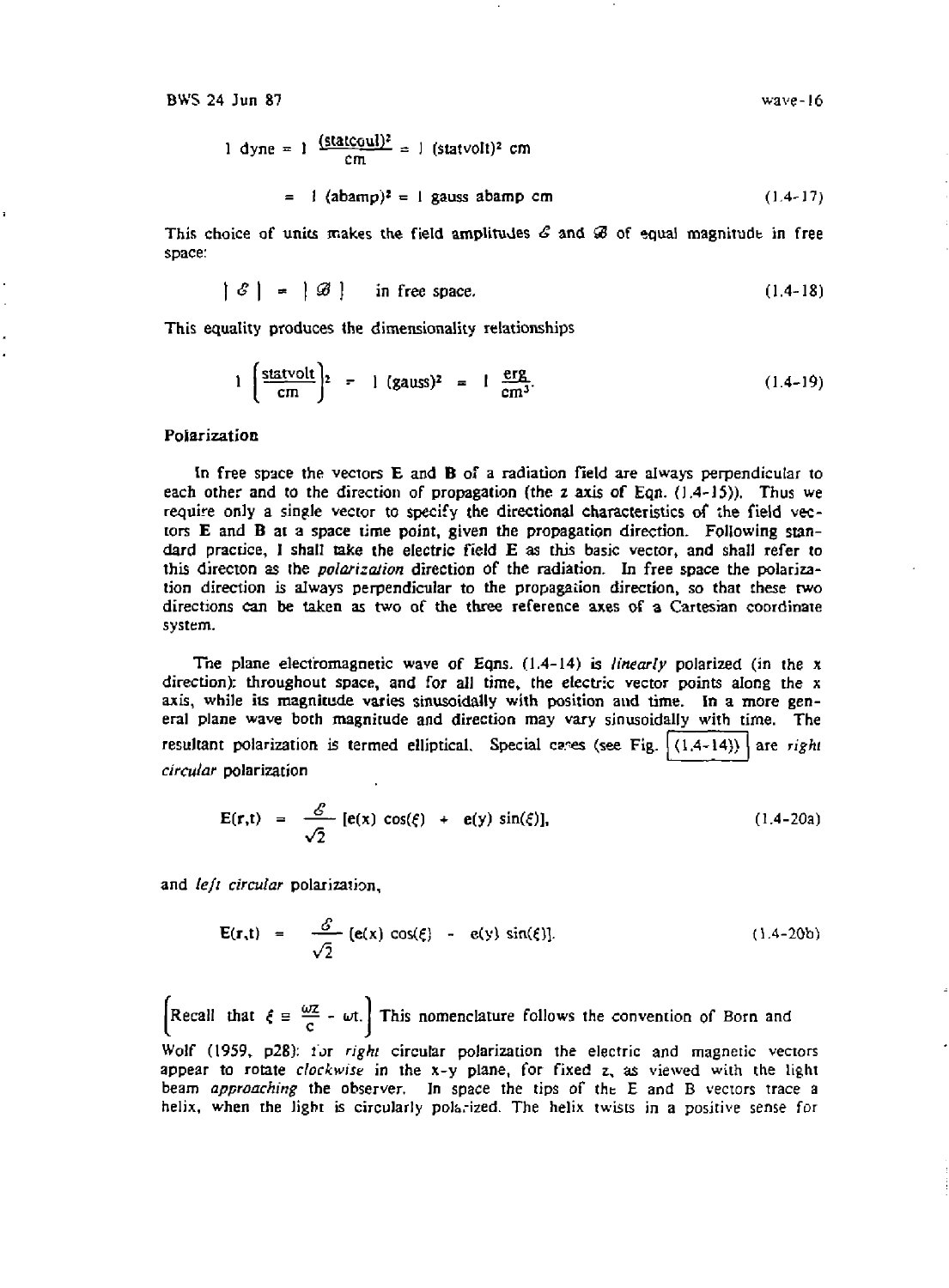$$1 \text{ dyne} = 1 \ \frac{(\text{statcoul})^2}{\text{cm}} = 1 \ (\text{statvolt})^2 \text{ cm}$$

$$= 1 \ (\text{abamp})^2 = 1 \text{ gauss abamp cm} \qquad (1.4\text{-}17)$$

This choice of units makes the field amplitudes $\mathcal{E}$ and $\mathcal{B}$ of equal magnitude in free space:

$$|\ \mathcal{E}\ | = |\ \mathcal{B}\ | \quad \text{in free space.} \qquad (1.4\text{-}18)$$

This equality produces the dimensionality relationships

$$1 \left(\frac{\text{statvolt}}{\text{cm}}\right)^2 = 1 \ (\text{gauss})^2 = 1 \ \frac{\text{erg}}{\text{cm}^3}. \qquad (1.4\text{-}19)$$

### Polarization

In free space the vectors **E** and **B** of a radiation field are always perpendicular to each other and to the direction of propagation (the z axis of Eqn. (1.4-15)). Thus we require only a single vector to specify the directional characteristics of the field vectors **E** and **B** at a space time point, given the propagation direction. Following standard practice, I shall take the electric field **E** as this basic vector, and shall refer to this directon as the *polarization* direction of the radiation. In free space the polarization direction is always perpendicular to the propagation direction, so that these two directions can be taken as two of the three reference axes of a Cartesian coordinate system.

The plane electromagnetic wave of Eqns. (1.4-14) is *linearly* polarized (in the x direction): throughout space, and for all time, the electric vector points along the x axis, while its magnitude varies sinusoidally with position and time. In a more general plane wave both magnitude and direction may vary sinusoidally with time. The resultant polarization is termed elliptical. Special cases (see Fig. (1.4-14)) are *right circular* polarization

$$\mathbf{E}(\mathbf{r},t) = \frac{\mathcal{E}}{\sqrt{2}} [\mathbf{e}(x) \cos(\xi) + \mathbf{e}(y) \sin(\xi)], \qquad (1.4\text{-}20a)$$

and *left circular* polarization,

$$\mathbf{E}(\mathbf{r},t) = \frac{\mathcal{E}}{\sqrt{2}} [\mathbf{e}(x) \cos(\xi) - \mathbf{e}(y) \sin(\xi)]. \qquad (1.4\text{-}20b)$$

[Recall that $\xi \equiv \frac{\omega z}{c} - \omega t$.] This nomenclature follows the convention of Born and Wolf (1959, p28): for *right* circular polarization the electric and magnetic vectors appear to rotate *clockwise* in the x-y plane, for fixed z, as viewed with the light beam *approaching* the observer. In space the tips of the E and B vectors trace a helix, when the light is circularly polarized. The helix twists in a positive sense for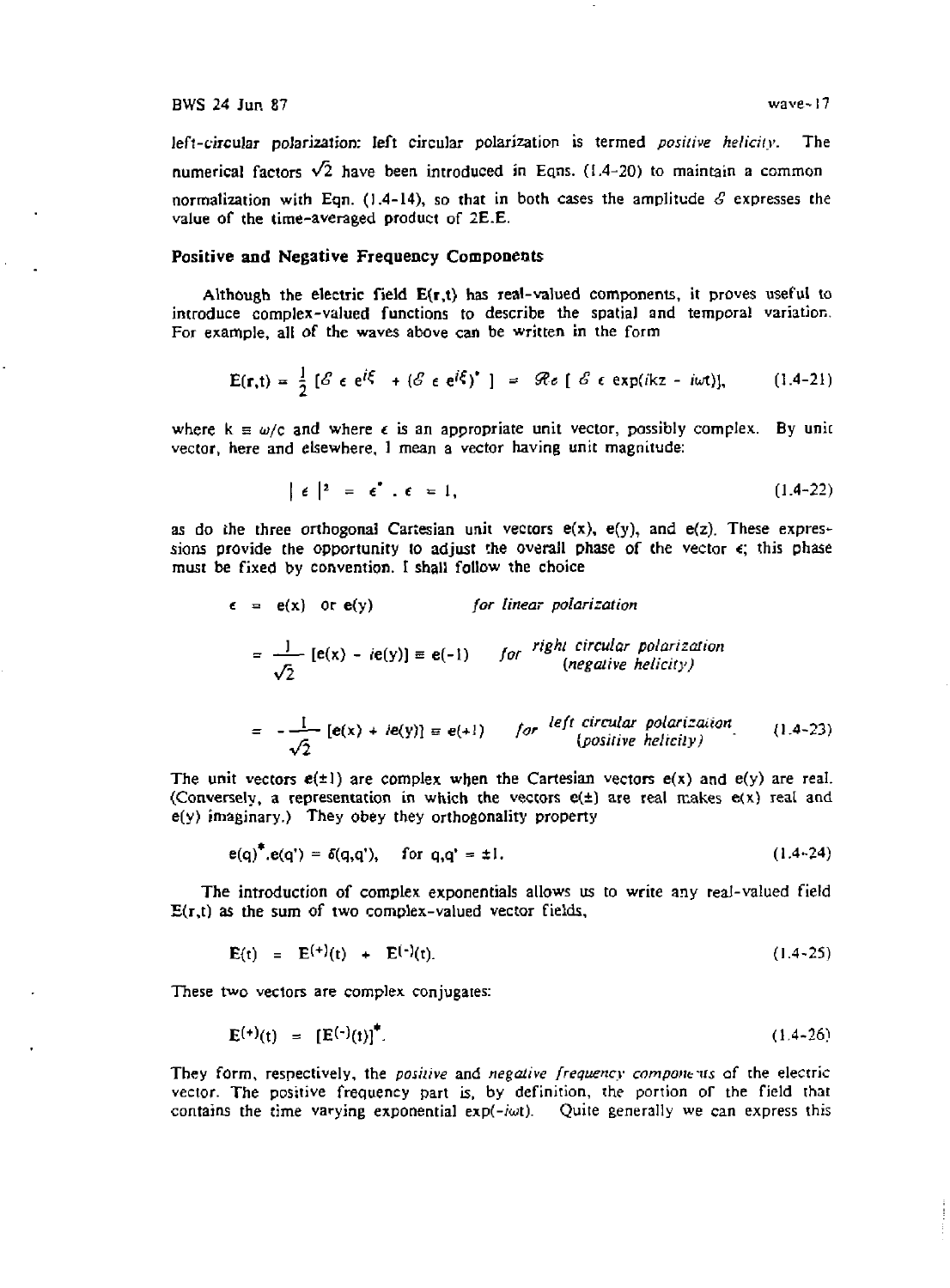left-circular polarization: left circular polarization is termed *positive helicity*. The numerical factors $\sqrt{2}$ have been introduced in Eqns. (1.4-20) to maintain a common normalization with Eqn. (1.4-14), so that in both cases the amplitude $\mathcal{E}$ expresses the value of the time-averaged product of 2E.E.

### Positive and Negative Frequency Components

Although the electric field $\mathbf{E}(\mathbf{r},t)$ has real-valued components, it proves useful to introduce complex-valued functions to describe the spatial and temporal variation. For example, all of the waves above can be written in the form

$$\mathbf{E}(\mathbf{r},t) = \frac{1}{2}\left[\mathcal{E}\,\epsilon\, e^{i\xi} + (\mathcal{E}\,\epsilon\, e^{i\xi})^*\right] = \mathcal{R}e\left[\,\mathcal{E}\,\epsilon\,\exp(ikz - i\omega t)\right], \tag{1.4-21}$$

where $k \equiv \omega/c$ and where $\epsilon$ is an appropriate unit vector, possibly complex. By unit vector, here and elsewhere, I mean a vector having unit magnitude:

$$|\,\epsilon\,|^2 = \epsilon^* \cdot \epsilon = 1, \tag{1.4-22}$$

as do the three orthogonal Cartesian unit vectors e(x), e(y), and e(z). These expressions provide the opportunity to adjust the overall phase of the vector $\epsilon$; this phase must be fixed by convention. I shall follow the choice

$$\epsilon = \mathbf{e}(x) \text{ or } \mathbf{e}(y) \qquad \textit{for linear polarization}$$

$$= \frac{1}{\sqrt{2}}\left[\mathbf{e}(x) - i\mathbf{e}(y)\right] \equiv \mathbf{e}(-1) \qquad \textit{for right circular polarization (negative helicity)}$$

$$= -\frac{1}{\sqrt{2}}\left[\mathbf{e}(x) + i\mathbf{e}(y)\right] \equiv \mathbf{e}(+1) \qquad \textit{for left circular polarization (positive helicity)} \tag{1.4-23}$$

The unit vectors $\mathbf{e}(\pm 1)$ are complex when the Cartesian vectors e(x) and e(y) are real. (Conversely, a representation in which the vectors $\mathbf{e}(\pm)$ are real makes e(x) real and e(y) imaginary.) They obey they orthogonality property

$$\mathbf{e}(q)^*.\mathbf{e}(q') = \delta(q,q'), \quad \text{for } q,q' = \pm 1. \tag{1.4-24}$$

The introduction of complex exponentials allows us to write any real-valued field $\mathbf{E}(\mathbf{r},t)$ as the sum of two complex-valued vector fields,

$$\mathbf{E}(t) = \mathbf{E}^{(+)}(t) + \mathbf{E}^{(-)}(t). \tag{1.4-25}$$

These two vectors are complex conjugates:

$$\mathbf{E}^{(+)}(t) = [\mathbf{E}^{(-)}(t)]^*. \tag{1.4-26}$$

They form, respectively, the *positive* and *negative frequency components* of the electric vector. The positive frequency part is, by definition, the portion of the field that contains the time varying exponential $\exp(-i\omega t)$. Quite generally we can express this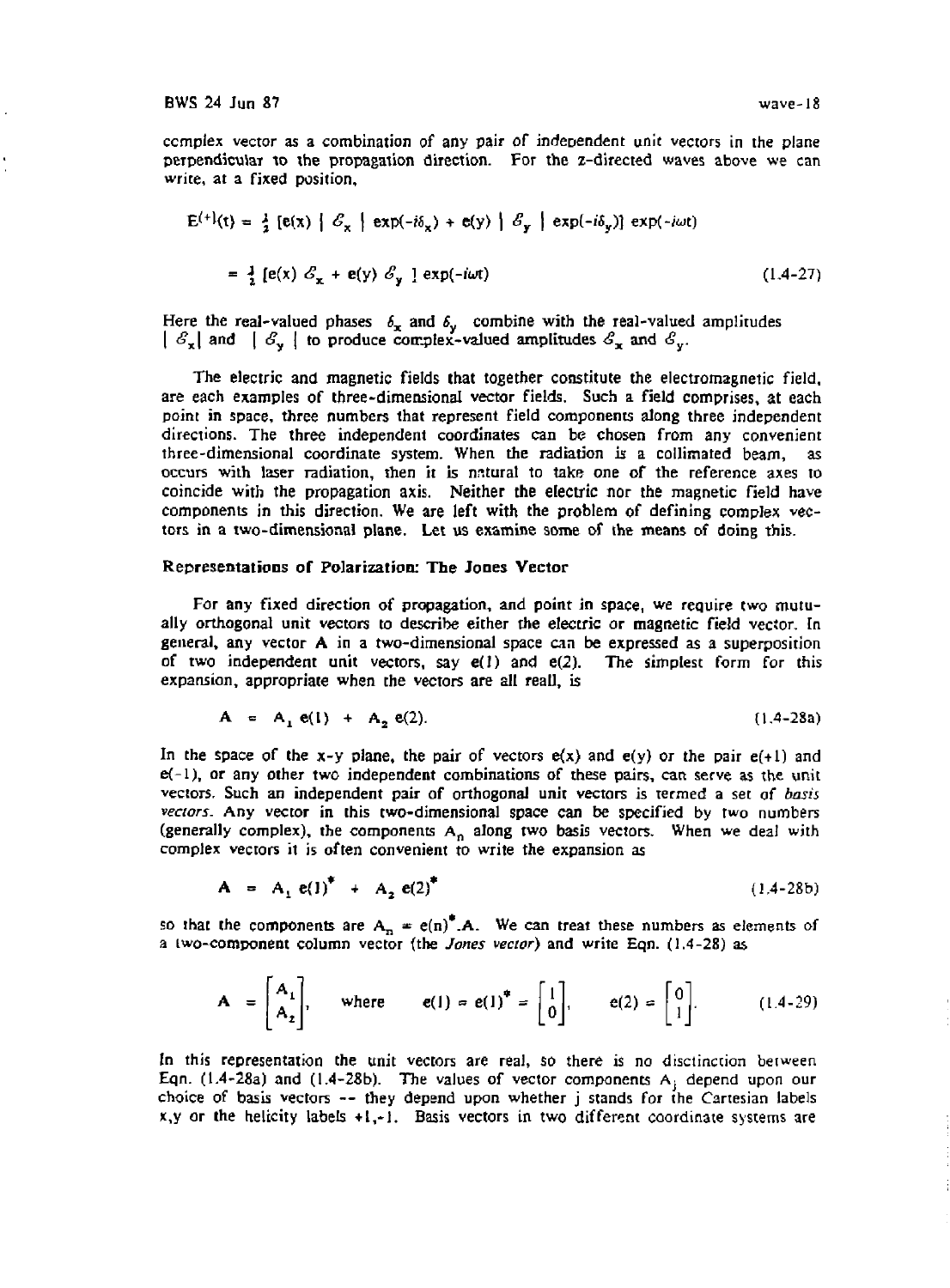complex vector as a combination of any pair of independent unit vectors in the plane perpendicular to the propagation direction. For the z-directed waves above we can write, at a fixed position,

$$E^{(+)}(t) = \tfrac{1}{2}\,[e(x)\,|\,\mathcal{E}_x\,|\,\exp(-i\delta_x) + e(y)\,|\,\mathcal{E}_y\,|\,\exp(-i\delta_y)]\,\exp(-i\omega t)$$

$$= \tfrac{1}{2}\,[e(x)\,\mathcal{E}_x + e(y)\,\mathcal{E}_y\,]\,\exp(-i\omega t) \tag{1.4-27}$$

Here the real-valued phases $\delta_x$ and $\delta_y$ combine with the real-valued amplitudes $|\,\mathcal{E}_x|$ and $|\,\mathcal{E}_y\,|$ to produce complex-valued amplitudes $\mathcal{E}_x$ and $\mathcal{E}_y$.

The electric and magnetic fields that together constitute the electromagnetic field, are each examples of three-dimensional vector fields. Such a field comprises, at each point in space, three numbers that represent field components along three independent directions. The three independent coordinates can be chosen from any convenient three-dimensional coordinate system. When the radiation is a collimated beam, as occurs with laser radiation, then it is natural to take one of the reference axes to coincide with the propagation axis. Neither the electric nor the magnetic field have components in this direction. We are left with the problem of defining complex vectors in a two-dimensional plane. Let us examine some of the means of doing this.

### Representations of Polarization: The Jones Vector

For any fixed direction of propagation, and point in space, we require two mutually orthogonal unit vectors to describe either the electric or magnetic field vector. In general, any vector **A** in a two-dimensional space can be expressed as a superposition of two independent unit vectors, say **e**(1) and **e**(2). The simplest form for this expansion, appropriate when the vectors are all reall, is

$$\mathbf{A} = A_1\,\mathbf{e}(1) + A_2\,\mathbf{e}(2). \tag{1.4-28a}$$

In the space of the x-y plane, the pair of vectors **e**(x) and **e**(y) or the pair **e**(+1) and **e**(-1), or any other two independent combinations of these pairs, can serve as the unit vectors. Such an independent pair of orthogonal unit vectors is termed a set of *basis vectors*. Any vector in this two-dimensional space can be specified by two numbers (generally complex), the components $A_n$ along two basis vectors. When we deal with complex vectors it is often convenient to write the expansion as

$$\mathbf{A} = A_1\,\mathbf{e}(1)^* + A_2\,\mathbf{e}(2)^* \tag{1.4-28b}$$

so that the components are $A_n = \mathbf{e}(n)^*.\mathbf{A}$. We can treat these numbers as elements of a two-component column vector (the *Jones vector*) and write Eqn. (1.4-28) as

$$\mathbf{A} = \begin{bmatrix} A_1 \\ A_2 \end{bmatrix}, \quad \text{where} \quad \mathbf{e}(1) = \mathbf{e}(1)^* = \begin{bmatrix} 1 \\ 0 \end{bmatrix}, \quad \mathbf{e}(2) = \begin{bmatrix} 0 \\ 1 \end{bmatrix}. \tag{1.4-29}$$

In this representation the unit vectors are real, so there is no disctinction between Eqn. (1.4-28a) and (1.4-28b). The values of vector components $A_j$ depend upon our choice of basis vectors -- they depend upon whether j stands for the Cartesian labels x,y or the helicity labels +1,-1. Basis vectors in two different coordinate systems are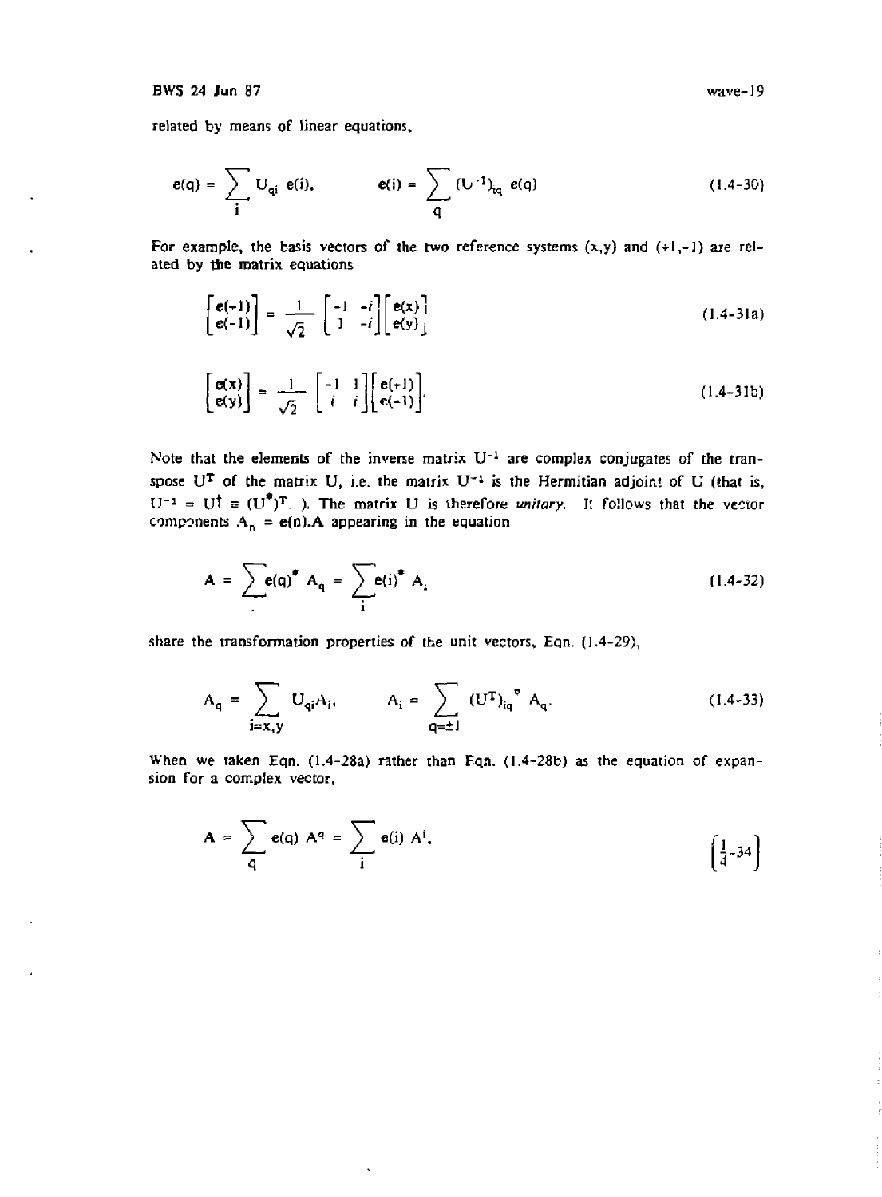related by means of linear equations,

$$e(q) = \sum_i U_{qi}\, e(i), \qquad e(i) = \sum_q (U^{-1})_{iq}\, e(q) \tag{1.4-30}$$

For example, the basis vectors of the two reference systems (x,y) and (+1,-1) are related by the matrix equations

$$\begin{bmatrix} e(+1) \\ e(-1) \end{bmatrix} = \frac{1}{\sqrt{2}} \begin{bmatrix} -1 & -i \\ 1 & -i \end{bmatrix} \begin{bmatrix} e(x) \\ e(y) \end{bmatrix} \tag{1.4-31a}$$

$$\begin{bmatrix} e(x) \\ e(y) \end{bmatrix} = \frac{1}{\sqrt{2}} \begin{bmatrix} -1 & 1 \\ i & i \end{bmatrix} \begin{bmatrix} e(+1) \\ e(-1) \end{bmatrix}. \tag{1.4-31b}$$

Note that the elements of the inverse matrix $U^{-1}$ are complex conjugates of the transpose $U^T$ of the matrix U, i.e. the matrix $U^{-1}$ is the Hermitian adjoint of U (that is, $U^{-1} = U^{\dagger} \equiv (U^*)^T$. ). The matrix U is therefore *unitary*. It follows that the vector components $A_n = e(n).A$ appearing in the equation

$$A = \sum e(q)^* A_q = \sum_i e(i)^* A_i \tag{1.4-32}$$

share the transformation properties of the unit vectors, Eqn. (1.4-29),

$$A_q = \sum_{i=x,y} U_{qi} A_i, \qquad A_i = \sum_{q=\pm 1} (U^T)_{iq}^{\,*} A_q. \tag{1.4-33}$$

When we taken Eqn. (1.4-28a) rather than Eqn. (1.4-28b) as the equation of expansion for a complex vector,

$$A = \sum_q e(q)\, A^q = \sum_i e(i)\, A^i, \tag{1.4-34}$$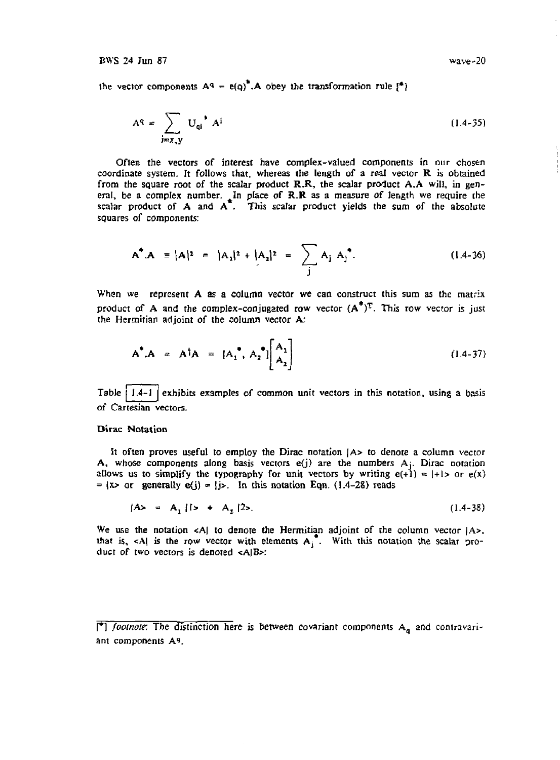the vector components $A^q = e(q)^*.A$ obey the transformation rule [*]

$$A^q = \sum_{j=x,y} U_{qi}^{\ *} A^i \tag{1.4-35}$$

Often the vectors of interest have complex-valued components in our chosen coordinate system. It follows that, whereas the length of a real vector **R** is obtained from the square root of the scalar product **R.R**, the scalar product **A.A** will, in general, be a complex number. In place of **R.R** as a measure of length we require the scalar product of **A** and $\mathbf{A}^*$. This scalar product yields the sum of the absolute squares of components:

$$\mathbf{A}^*.\mathbf{A} \equiv |\mathbf{A}|^2 = |A_1|^2 + |A_2|^2 = \sum_j A_j\, A_j^{\ *}. \tag{1.4-36}$$

When we represent **A** as a column vector we can construct this sum as the matrix product of **A** and the complex-conjugated row vector $(\mathbf{A}^*)^T$. This row vector is just the Hermitian adjoint of the column vector **A**:

$$\mathbf{A}^*.\mathbf{A} = \mathbf{A}^\dagger \mathbf{A} = [A_1^{\ *}, A_2^{\ *}] \begin{bmatrix} A_1 \\ A_2 \end{bmatrix} \tag{1.4-37}$$

Table 1.4-1 exhibits examples of common unit vectors in this notation, using a basis of Cartesian vectors.

### Dirac Notation

It often proves useful to employ the Dirac notation $|A\rangle$ to denote a column vector **A**, whose components along basis vectors $e(j)$ are the numbers $A_j$. Dirac notation allows us to simplify the typography for unit vectors by writing $e(+1) = |+1\rangle$ or $e(x) = |x\rangle$ or generally $e(j) = |j\rangle$. In this notation Eqn. (1.4-28) reads

$$|A\rangle = A_1\,|1\rangle + A_2\,|2\rangle. \tag{1.4-38}$$

We use the notation $\langle A|$ to denote the Hermitian adjoint of the column vector $|A\rangle$, that is, $\langle A|$ is the row vector with elements $A_j^{\ *}$. With this notation the scalar product of two vectors is denoted $\langle A|B\rangle$:

---

[*] *footnote:* The distinction here is between covariant components $A_q$ and contravariant components $A^q$.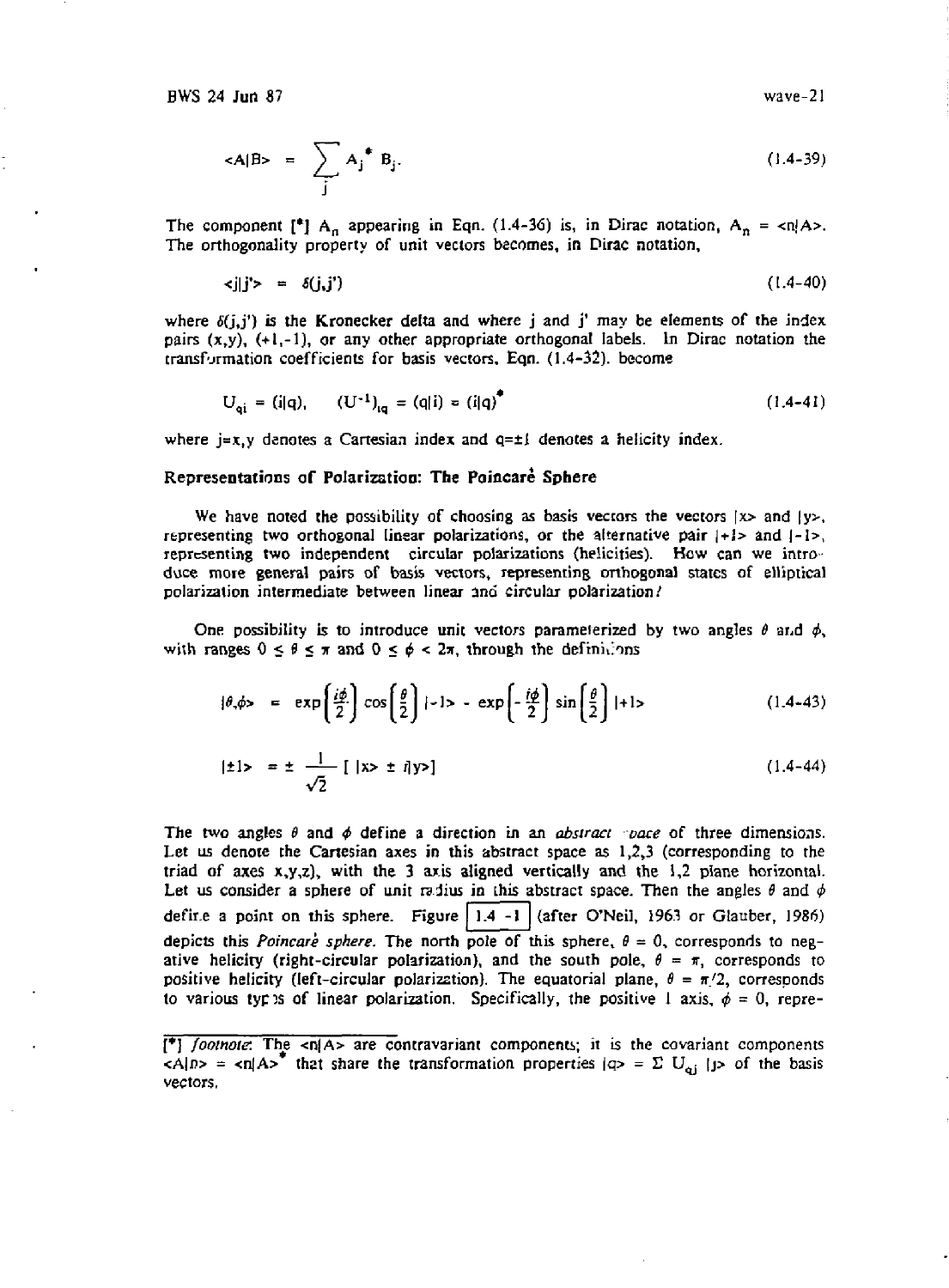$$\langle A|B\rangle = \sum_j A_j^* B_j. \tag{1.4-39}$$

The component [*] $A_n$ appearing in Eqn. (1.4-36) is, in Dirac notation, $A_n = \langle n|A\rangle$. The orthogonality property of unit vectors becomes, in Dirac notation,

$$\langle j|j'\rangle = \delta(j,j') \tag{1.4-40}$$

where $\delta(j,j')$ is the Kronecker delta and where j and j' may be elements of the index pairs (x,y), (+1,-1), or any other appropriate orthogonal labels. In Dirac notation the transformation coefficients for basis vectors, Eqn. (1.4-32), become

$$U_{qi} = (i|q), \qquad (U^{-1})_{iq} = (q|i) = (i|q)^* \tag{1.4-41}$$

where j=x,y denotes a Cartesian index and q=±1 denotes a helicity index.

### Representations of Polarization: The Poincaré Sphere

We have noted the possibility of choosing as basis vectors the vectors $|x\rangle$ and $|y\rangle$, representing two orthogonal linear polarizations, or the alternative pair $|+1\rangle$ and $|-1\rangle$, representing two independent circular polarizations (helicities). How can we introduce more general pairs of basis vectors, representing orthogonal states of elliptical polarization intermediate between linear and circular polarization?

One possibility is to introduce unit vectors parameterized by two angles $\theta$ and $\phi$, with ranges $0 \le \theta \le \pi$ and $0 \le \phi < 2\pi$, through the definitions

$$|\theta,\phi\rangle = \exp\left(\frac{i\phi}{2}\right)\cos\left(\frac{\theta}{2}\right)|-1\rangle - \exp\left(-\frac{i\phi}{2}\right)\sin\left(\frac{\theta}{2}\right)|+1\rangle \tag{1.4-43}$$

$$|\pm 1\rangle = \pm\frac{1}{\sqrt{2}}\left[\,|x\rangle \pm i|y\rangle\right] \tag{1.4-44}$$

The two angles $\theta$ and $\phi$ define a direction in an *abstract space* of three dimensions. Let us denote the Cartesian axes in this abstract space as 1,2,3 (corresponding to the triad of axes x,y,z), with the 3 axis aligned vertically and the 1,2 plane horizontal. Let us consider a sphere of unit radius in this abstract space. Then the angles $\theta$ and $\phi$ define a point on this sphere. Figure 1.4-1 (after O'Neil, 1963 or Glauber, 1986) depicts this *Poincaré sphere*. The north pole of this sphere, $\theta = 0$, corresponds to negative helicity (right-circular polarization), and the south pole, $\theta = \pi$, corresponds to positive helicity (left-circular polarization). The equatorial plane, $\theta = \pi/2$, corresponds to various types of linear polarization. Specifically, the positive 1 axis, $\phi = 0$, repre-

---

[*] *footnote*: The $\langle n|A\rangle$ are contravariant components; it is the covariant components $\langle A|n\rangle = \langle n|A\rangle^*$ that share the transformation properties $|q\rangle = \Sigma\, U_{qj}\, |j\rangle$ of the basis vectors.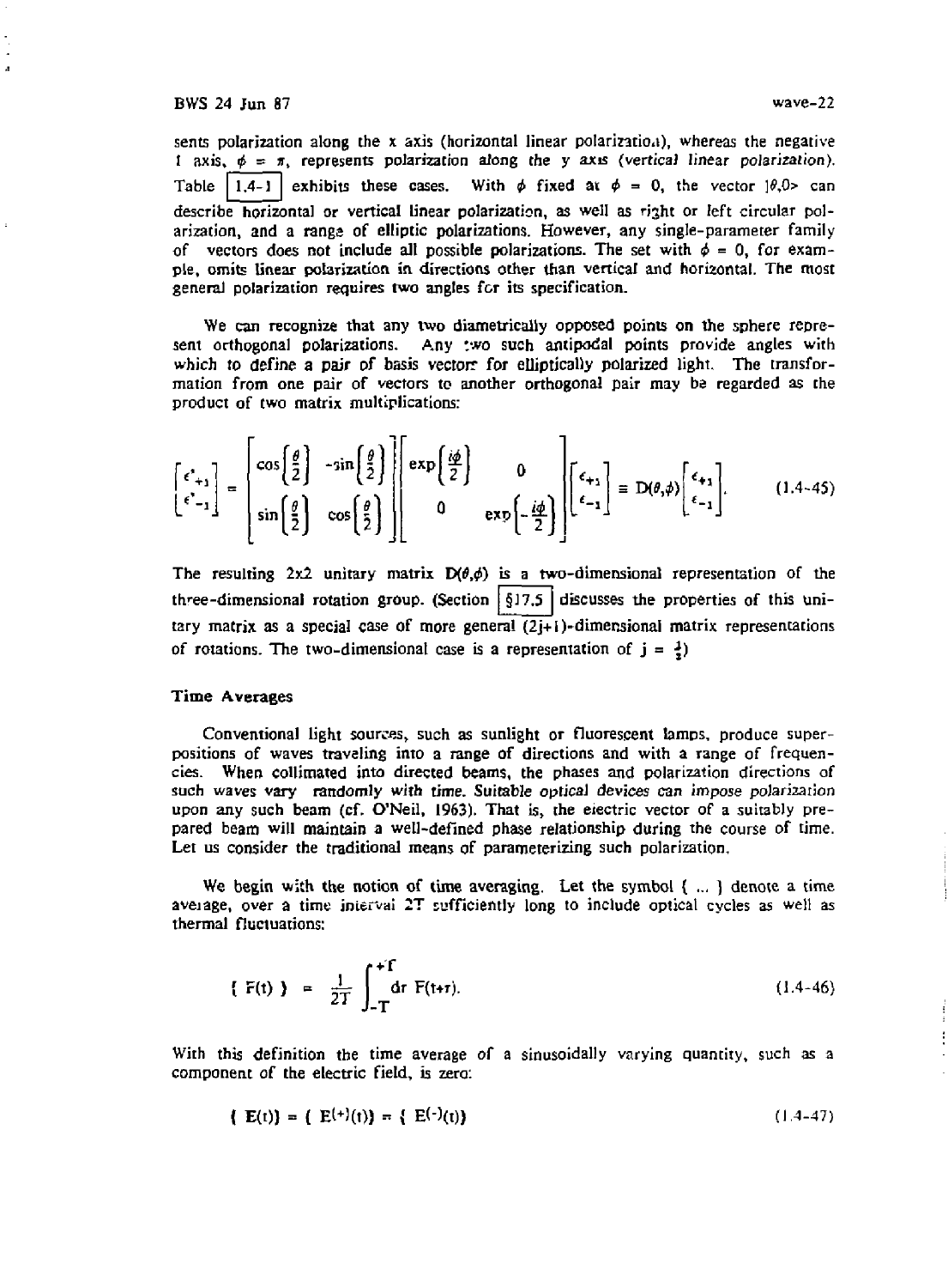sents polarization along the x axis (horizontal linear polarization), whereas the negative 1 axis, $\phi = \pi$, represents polarization along the y axis (*vertical linear polarization*). Table 1.4-1 exhibits these cases. With $\phi$ fixed at $\phi = 0$, the vector $|\theta,0\rangle$ can describe horizontal or vertical linear polarization, as well as right or left circular polarization, and a range of elliptic polarizations. However, any single-parameter family of vectors does not include all possible polarizations. The set with $\phi = 0$, for example, omits linear polarization in directions other than vertical and horizontal. The most general polarization requires two angles for its specification.

We can recognize that any two diametrically opposed points on the sphere represent orthogonal polarizations. Any two such antipodal points provide angles with which to define a pair of basis vectors for elliptically polarized light. The transformation from one pair of vectors to another orthogonal pair may be regarded as the product of two matrix multiplications:

$$\begin{bmatrix} \epsilon'_{+1} \\ \epsilon'_{-1} \end{bmatrix} = \begin{bmatrix} \cos\left(\frac{\theta}{2}\right) & -\sin\left(\frac{\theta}{2}\right) \\ \sin\left(\frac{\theta}{2}\right) & \cos\left(\frac{\theta}{2}\right) \end{bmatrix} \begin{bmatrix} \exp\left(\frac{i\phi}{2}\right) & 0 \\ 0 & \exp\left(-\frac{i\phi}{2}\right) \end{bmatrix} \begin{bmatrix} \epsilon_{+1} \\ \epsilon_{-1} \end{bmatrix} \equiv D(\theta,\phi) \begin{bmatrix} \epsilon_{+1} \\ \epsilon_{-1} \end{bmatrix}. \qquad (1.4\text{-}45)$$

The resulting 2x2 unitary matrix $D(\theta,\phi)$ is a two-dimensional representation of the three-dimensional rotation group. (Section §17.5 discusses the properties of this unitary matrix as a special case of more general $(2j+1)$-dimensional matrix representations of rotations. The two-dimensional case is a representation of $j = \frac{1}{2}$)

### Time Averages

Conventional light sources, such as sunlight or fluorescent lamps, produce superpositions of waves traveling into a range of directions and with a range of frequencies. When collimated into directed beams, the phases and polarization directions of such waves vary randomly with time. Suitable optical devices can impose polarization upon any such beam (cf. O'Neil, 1963). That is, the electric vector of a suitably prepared beam will maintain a well-defined phase relationship during the course of time. Let us consider the traditional means of parameterizing such polarization.

We begin with the notion of time averaging. Let the symbol $\langle \ldots \rangle$ denote a time average, over a time interval 2T sufficiently long to include optical cycles as well as thermal fluctuations:

$$\langle F(t) \rangle = \frac{1}{2T} \int_{-T}^{+T} d\tau \; F(t+\tau). \qquad (1.4\text{-}46)$$

With this definition the time average of a sinusoidally varying quantity, such as a component of the electric field, is zero:

$$\langle \mathbf{E}(t) \rangle = \langle \mathbf{E}^{(+)}(t) \rangle = \langle \mathbf{E}^{(-)}(t) \rangle \qquad (1.4\text{-}47)$$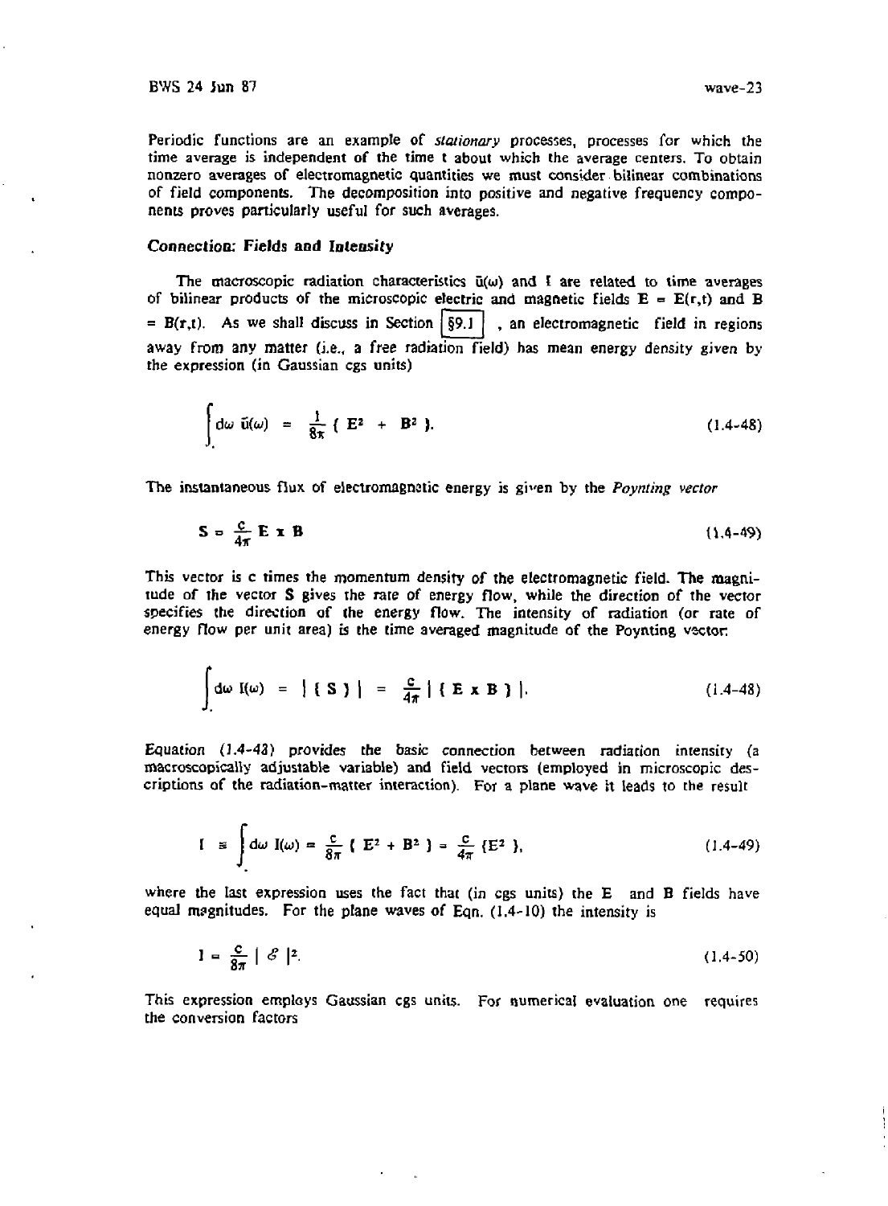Periodic functions are an example of *stationary* processes, processes for which the time average is independent of the time t about which the average centers. To obtain nonzero averages of electromagnetic quantities we must consider bilinear combinations of field components. The decomposition into positive and negative frequency components proves particularly useful for such averages.

### Connection: Fields and Intensity

The macroscopic radiation characteristics $\bar{u}(\omega)$ and I are related to time averages of bilinear products of the microscopic electric and magnetic fields $\mathbf{E} = \mathbf{E}(\mathbf{r},t)$ and $\mathbf{B} = \mathbf{B}(\mathbf{r},t)$. As we shall discuss in Section §9.1, an electromagnetic field in regions away from any matter (i.e., a free radiation field) has mean energy density given by the expression (in Gaussian cgs units)

$$\int d\omega\ \bar{u}(\omega) = \frac{1}{8\pi}\{\ \mathbf{E}^2 + \mathbf{B}^2\ \}. \tag{1.4-48}$$

The instantaneous flux of electromagnetic energy is given by the *Poynting vector*

$$\mathbf{S} = \frac{c}{4\pi}\mathbf{E} \times \mathbf{B} \tag{1.4-49}$$

This vector is c times the momentum density of the electromagnetic field. The magnitude of the vector $\mathbf{S}$ gives the rate of energy flow, while the direction of the vector specifies the direction of the energy flow. The intensity of radiation (or rate of energy flow per unit area) is the time averaged magnitude of the Poynting vector:

$$\int d\omega\ I(\omega) = |\{\ \mathbf{S}\ \}| = \frac{c}{4\pi}|\{\ \mathbf{E} \times \mathbf{B}\ \}|. \tag{1.4-48}$$

Equation (1.4-48) provides the basic connection between radiation intensity (a macroscopically adjustable variable) and field vectors (employed in microscopic descriptions of the radiation-matter interaction). For a plane wave it leads to the result

$$I \equiv \int d\omega\ I(\omega) = \frac{c}{8\pi}\{\ E^2 + B^2\ \} = \frac{c}{4\pi}\{E^2\ \}, \tag{1.4-49}$$

where the last expression uses the fact that (in cgs units) the $\mathbf{E}$ and $\mathbf{B}$ fields have equal magnitudes. For the plane waves of Eqn. (1.4-10) the intensity is

$$I = \frac{c}{8\pi}|\ \mathcal{E}\ |^2. \tag{1.4-50}$$

This expression employs Gaussian cgs units. For numerical evaluation one requires the conversion factors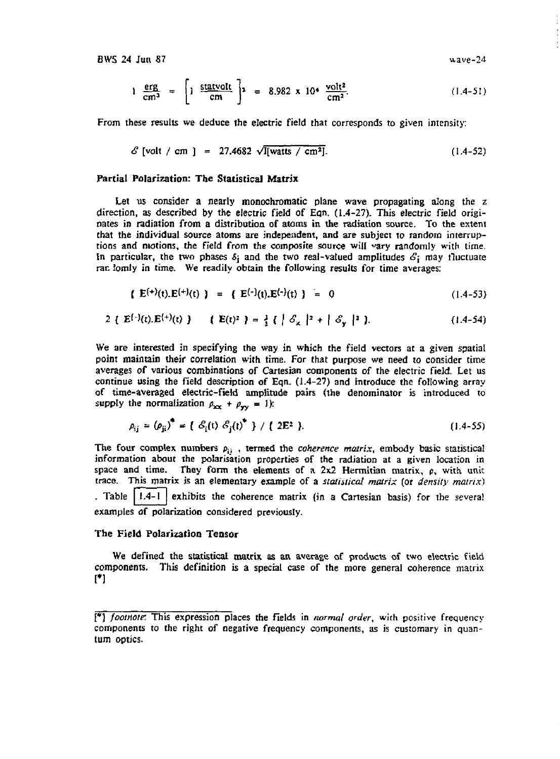$$1 \ \frac{\text{erg}}{\text{cm}^3} = \left[ 1 \ \frac{\text{statvolt}}{\text{cm}} \right]^2 = 8.982 \times 10^4 \ \frac{\text{volt}^2}{\text{cm}^2}. \tag{1.4-51}$$

From these results we deduce the electric field that corresponds to given intensity:

$$\mathcal{E} \ [\text{volt / cm}] = 27.4682 \sqrt{\text{I[watts / cm}^2]}. \tag{1.4-52}$$

### Partial Polarization: The Statistical Matrix

Let us consider a nearly monochromatic plane wave propagating along the z direction, as described by the electric field of Eqn. (1.4-27). This electric field originates in radiation from a distribution of atoms in the radiation source. To the extent that the individual source atoms are independent, and are subject to random interruptions and motions, the field from the composite source will vary randomly with time. In particular, the two phases $\delta_i$ and the two real-valued amplitudes $\mathcal{E}_i$ may fluctuate randomly in time. We readily obtain the following results for time averages:

$$\langle \mathbf{E}^{(+)}(t).\mathbf{E}^{(+)}(t) \rangle = \langle \mathbf{E}^{(-)}(t).\mathbf{E}^{(-)}(t) \rangle = 0 \tag{1.4-53}$$

$$2 \langle \mathbf{E}^{(-)}(t).\mathbf{E}^{(+)}(t) \rangle \quad \langle \mathbf{E}(t)^2 \rangle = \tfrac{1}{2} \langle \, | \mathcal{E}_x |^2 + | \mathcal{E}_y |^2 \rangle. \tag{1.4-54}$$

We are interested in specifying the way in which the field vectors at a given spatial point maintain their correlation with time. For that purpose we need to consider time averages of various combinations of Cartesian components of the electric field. Let us continue using the field description of Eqn. (1.4-27) and introduce the following array of time-averaged electric-field amplitude pairs (the denominator is introduced to supply the normalization $\rho_{xx} + \rho_{yy} = 1$):

$$\rho_{ij} = (\rho_{ji})^* = \langle \mathcal{E}_i(t) \, \mathcal{E}_j(t)^* \rangle / \langle 2\mathbf{E}^2 \rangle. \tag{1.4-55}$$

The four complex numbers $\rho_{ij}$, termed the *coherence matrix*, embody basic statistical information about the polarisation properties of the radiation at a given location in space and time. They form the elements of a 2x2 Hermitian matrix, $\rho$, with unit trace. This matrix is an elementary example of a *statistical matrix* (or *density matrix*). Table 1.4-1 exhibits the coherence matrix (in a Cartesian basis) for the several examples of polarization considered previously.

### The Field Polarization Tensor

We defined the statistical matrix as an average of products of two electric field components. This definition is a special case of the more general coherence matrix [*]

---

[*] *footnote*: This expression places the fields in *normal order*, with positive frequency components to the right of negative frequency components, as is customary in quantum optics.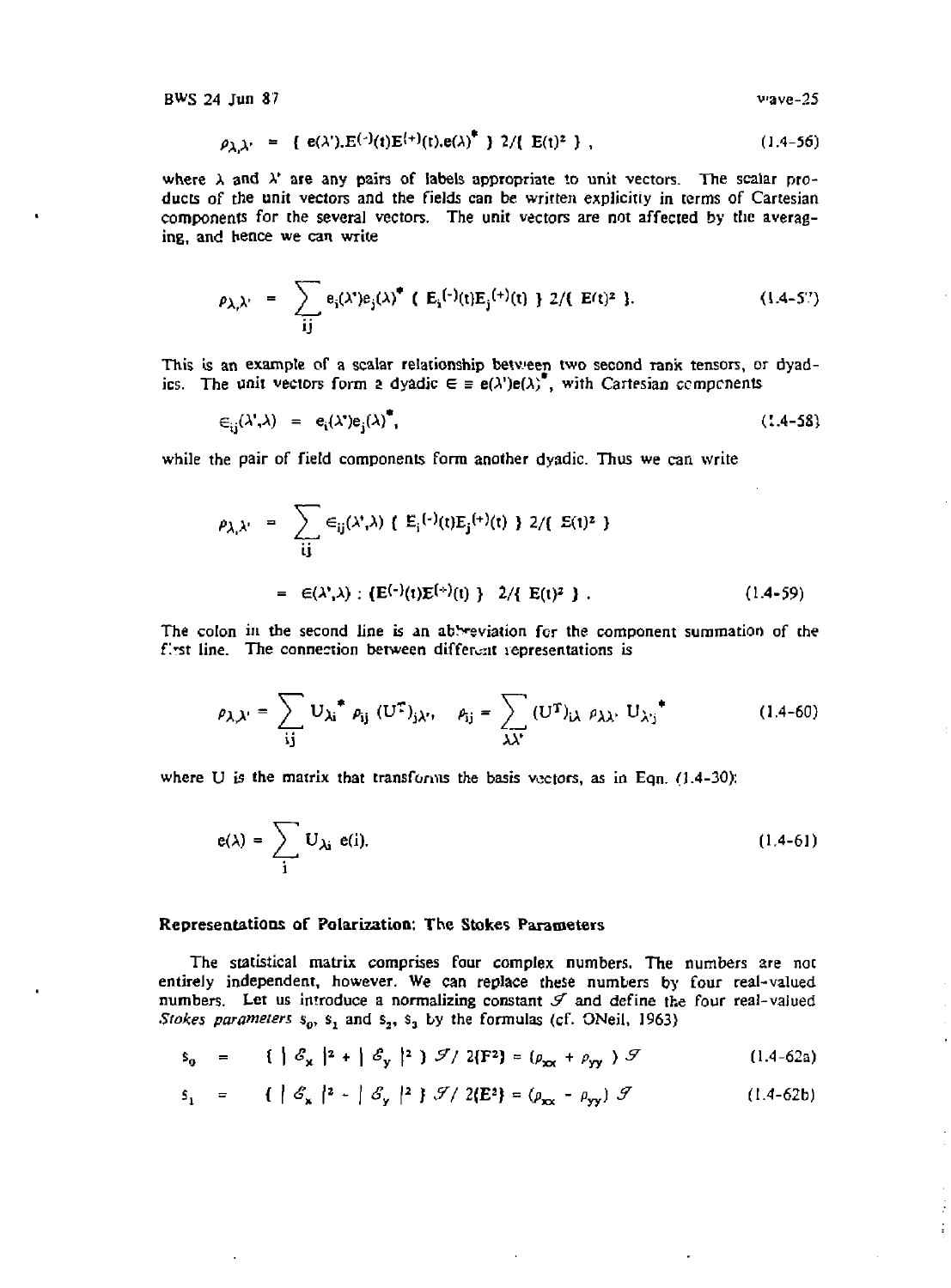$$\rho_{\lambda,\lambda'} = \{ e(\lambda').E^{(-)}(t)E^{(+)}(t).e(\lambda)^* \} \, 2/\{ E(t)^2 \} , \tag{1.4-56}$$

where $\lambda$ and $\lambda'$ are any pairs of labels appropriate to unit vectors. The scalar products of the unit vectors and the fields can be written explicitly in terms of Cartesian components for the several vectors. The unit vectors are not affected by the averaging, and hence we can write

$$\rho_{\lambda,\lambda'} = \sum_{ij} e_i(\lambda')e_j(\lambda)^* \{ E_i^{(-)}(t)E_j^{(+)}(t) \} \, 2/\{ E(t)^2 \}. \tag{1.4-57}$$

This is an example of a scalar relationship between two second rank tensors, or dyadics. The unit vectors form a dyadic $\in \equiv e(\lambda')e(\lambda)^*$, with Cartesian components

$$\in_{ij}(\lambda',\lambda) = e_i(\lambda')e_j(\lambda)^*, \tag{1.4-58}$$

while the pair of field components form another dyadic. Thus we can write

$$\begin{aligned} \rho_{\lambda,\lambda'} &= \sum_{ij} \in_{ij}(\lambda',\lambda) \{ E_i^{(-)}(t)E_j^{(+)}(t) \} \, 2/\{ E(t)^2 \} \\ &= \in(\lambda',\lambda) : \{E^{(-)}(t)E^{(+)}(t) \} \, 2/\{ E(t)^2 \} . \end{aligned} \tag{1.4-59}$$

The colon in the second line is an abbreviation for the component summation of the first line. The connection between different representations is

$$\rho_{\lambda\lambda'} = \sum_{ij} U_{\lambda i}^* \, \rho_{ij} \, (U^T)_{j\lambda'}, \quad \rho_{ij} = \sum_{\lambda\lambda'} (U^T)_{i\lambda} \, \rho_{\lambda\lambda'} \, U_{\lambda' j}^* \tag{1.4-60}$$

where U is the matrix that transforms the basis vectors, as in Eqn. (1.4-30):

$$e(\lambda) = \sum_i U_{\lambda i} \, e(i). \tag{1.4-61}$$

### Representations of Polarization: The Stokes Parameters

The statistical matrix comprises four complex numbers. The numbers are not entirely independent, however. We can replace these numbers by four real-valued numbers. Let us introduce a normalizing constant $\mathcal{S}$ and define the four real-valued *Stokes parameters* $s_0$, $s_1$ and $s_2$, $s_3$ by the formulas (cf. ONeil, 1963)

$$s_0 = \{ | \mathcal{E}_x |^2 + | \mathcal{E}_y |^2 \} \, \mathcal{S} / \, 2\{F^2\} = (\rho_{xx} + \rho_{yy} ) \, \mathcal{S} \tag{1.4-62a}$$

$$s_1 = \{ | \mathcal{E}_x |^2 - | \mathcal{E}_y |^2 \} \, \mathcal{S} / \, 2\{E^2\} = (\rho_{xx} - \rho_{yy}) \, \mathcal{S} \tag{1.4-62b}$$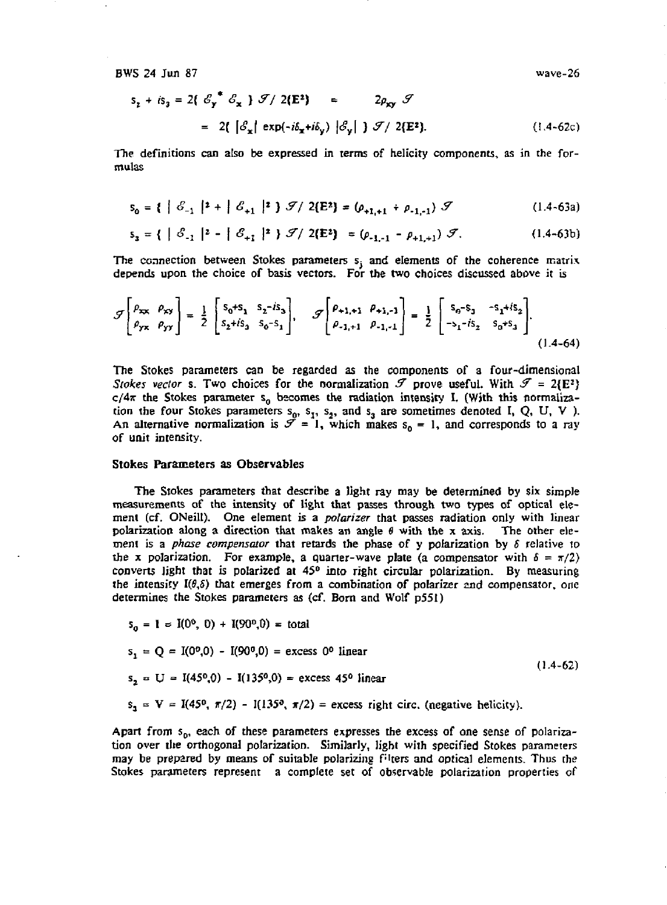$$s_2 + is_3 = 2\{\, \mathcal{E}_y^{\,*}\, \mathcal{E}_x \,\}\, \mathcal{I} / \, 2\{\mathbf{E}^2\} \quad = \quad 2\rho_{xy}\, \mathcal{I}$$

$$= \; 2\{\, |\mathcal{E}_x|\, \exp(-i\delta_x + i\delta_y)\, |\mathcal{E}_y| \,\}\, \mathcal{I} / \, 2\{\mathbf{E}^2\}. \qquad (1.4\text{-}62c)$$

The definitions can also be expressed in terms of helicity components, as in the formulas

$$s_0 = \{\, |\, \mathcal{E}_{-1}\, |^2 + |\, \mathcal{E}_{+1}\, |^2 \,\}\, \mathcal{I} / \, 2\{\mathbf{E}^2\} = (\rho_{+1,+1} + \rho_{-1,-1})\, \mathcal{I} \qquad (1.4\text{-}63a)$$

$$s_3 = \{\, |\, \mathcal{E}_{-1}\, |^2 - |\, \mathcal{E}_{+1}\, |^2 \,\}\, \mathcal{I} / \, 2\{\mathbf{E}^2\} \;\; = (\rho_{-1,-1} - \rho_{+1,+1})\, \mathcal{I}. \qquad (1.4\text{-}63b)$$

The connection between Stokes parameters $s_j$ and elements of the coherence matrix depends upon the choice of basis vectors. For the two choices discussed above it is

$$\mathcal{I} \begin{bmatrix} \rho_{xx} & \rho_{xy} \\ \rho_{yx} & \rho_{yy} \end{bmatrix} = \frac{1}{2} \begin{bmatrix} s_0 + s_1 & s_2 - is_3 \\ s_2 + is_3 & s_0 - s_1 \end{bmatrix}, \quad \mathcal{I} \begin{bmatrix} \rho_{+1,+1} & \rho_{+1,-1} \\ \rho_{-1,+1} & \rho_{-1,-1} \end{bmatrix} = \frac{1}{2} \begin{bmatrix} s_0 - s_3 & -s_1 + is_2 \\ -s_1 - is_2 & s_0 + s_3 \end{bmatrix}. \qquad (1.4\text{-}64)$$

The Stokes parameters can be regarded as the components of a four-dimensional *Stokes vector* **s**. Two choices for the normalization $\mathcal{I}$ prove useful. With $\mathcal{I} = 2\{\mathbf{E}^2\}\, c/4\pi$ the Stokes parameter $s_0$ becomes the radiation intensity I. (With this normalization the four Stokes parameters $s_0$, $s_1$, $s_2$, and $s_3$ are sometimes denoted I, Q, U, V ). An alternative normalization is $\mathcal{I} = 1$, which makes $s_0 = 1$, and corresponds to a ray of unit intensity.

### Stokes Parameters as Observables

The Stokes parameters that describe a light ray may be determined by six simple measurements of the intensity of light that passes through two types of optical element (cf. ONeill). One element is a *polarizer* that passes radiation only with linear polarization along a direction that makes an angle $\theta$ with the x axis. The other element is a *phase compensator* that retards the phase of y polarization by $\delta$ relative to the x polarization. For example, a quarter-wave plate (a compensator with $\delta = \pi/2$) converts light that is polarized at 45° into right circular polarization. By measuring the intensity $I(\theta,\delta)$ that emerges from a combination of polarizer and compensator, one determines the Stokes parameters as (cf. Born and Wolf p551)

$$\begin{aligned}
s_0 &= I = I(0^\circ, 0) + I(90^\circ, 0) = \text{total} \\
s_1 &= Q = I(0^\circ, 0) - I(90^\circ, 0) = \text{excess } 0^\circ \text{ linear} \\
s_2 &= U = I(45^\circ, 0) - I(135^\circ, 0) = \text{excess } 45^\circ \text{ linear} \\
s_3 &= V = I(45^\circ, \pi/2) - I(135^\circ, \pi/2) = \text{excess right circ. (negative helicity).}
\end{aligned} \qquad (1.4\text{-}62)$$

Apart from $s_0$, each of these parameters expresses the excess of one sense of polarization over the orthogonal polarization. Similarly, light with specified Stokes parameters may be prepared by means of suitable polarizing filters and optical elements. Thus the Stokes parameters represent a complete set of observable polarization properties of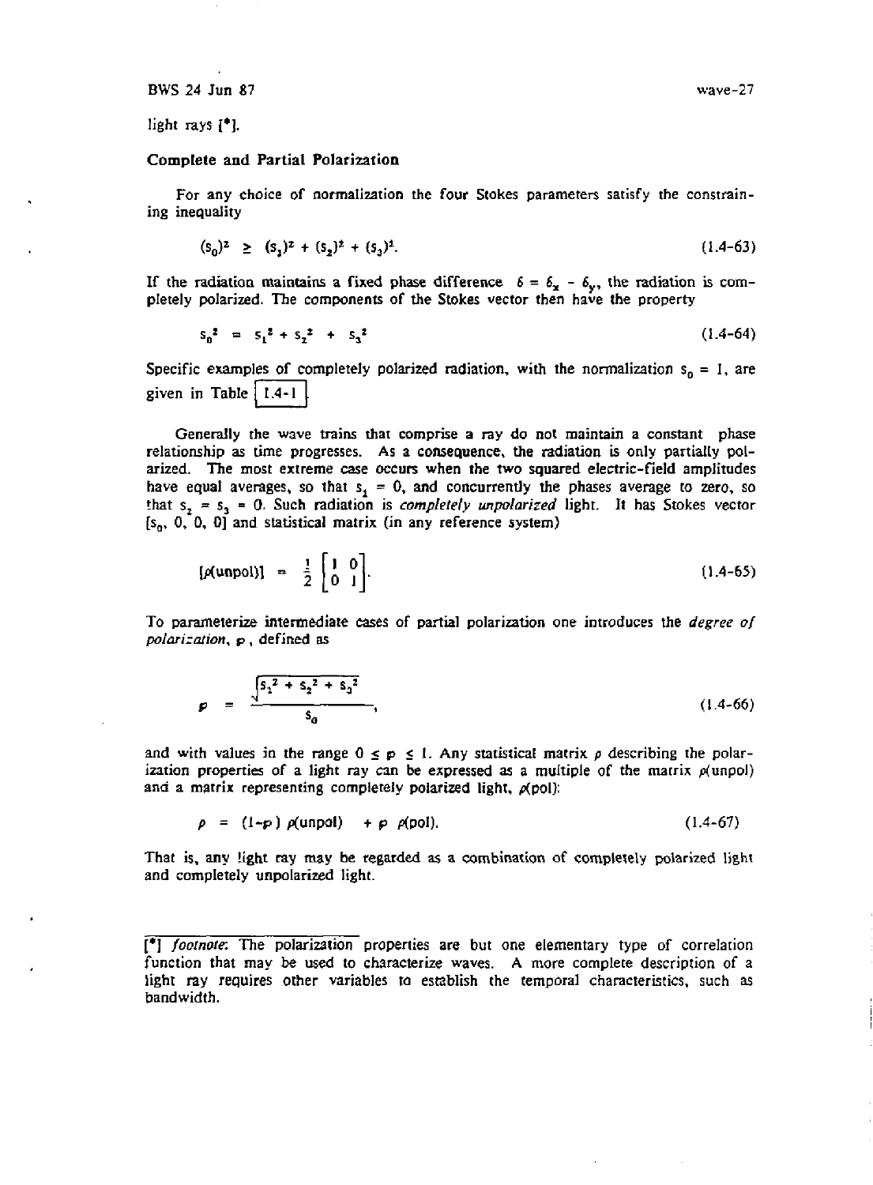light rays [*].

## Complete and Partial Polarization

For any choice of normalization the four Stokes parameters satisfy the constraining inequality

$$(s_0)^2 \;\geq\; (s_1)^2 + (s_2)^2 + (s_3)^2. \tag{1.4-63}$$

If the radiation maintains a fixed phase difference $\delta = \delta_x - \delta_y$, the radiation is completely polarized. The components of the Stokes vector then have the property

$$s_0^2 \;=\; s_1^2 + s_2^2 \;+\; s_3^2 \tag{1.4-64}$$

Specific examples of completely polarized radiation, with the normalization $s_0 = 1$, are given in Table 1.4-1.

Generally the wave trains that comprise a ray do not maintain a constant phase relationship as time progresses. As a consequence, the radiation is only partially polarized. The most extreme case occurs when the two squared electric-field amplitudes have equal averages, so that $s_1 = 0$, and concurrently the phases average to zero, so that $s_2 = s_3 = 0$. Such radiation is *completely unpolarized* light. It has Stokes vector $[s_0, 0, 0, 0]$ and statistical matrix (in any reference system)

$$[\rho(\text{unpol})] \;=\; \frac{1}{2}\begin{bmatrix} 1 & 0 \\ 0 & 1 \end{bmatrix}. \tag{1.4-65}$$

To parameterize intermediate cases of partial polarization one introduces the *degree of polarization*, $\wp$, defined as

$$\wp \;=\; \frac{\sqrt{s_1^2 + s_2^2 + s_3^2}}{s_0}, \tag{1.4-66}$$

and with values in the range $0 \leq \wp \leq 1$. Any statistical matrix $\rho$ describing the polarization properties of a light ray can be expressed as a multiple of the matrix $\rho(\text{unpol})$ and a matrix representing completely polarized light, $\rho(\text{pol})$:

$$\rho \;=\; (1-\wp)\;\rho(\text{unpol}) \;\;+\; \wp\;\rho(\text{pol}). \tag{1.4-67}$$

That is, any light ray may be regarded as a combination of completely polarized light and completely unpolarized light.

---

[*] *footnote*: The polarization properties are but one elementary type of correlation function that may be used to characterize waves. A more complete description of a light ray requires other variables to establish the temporal characteristics, such as bandwidth.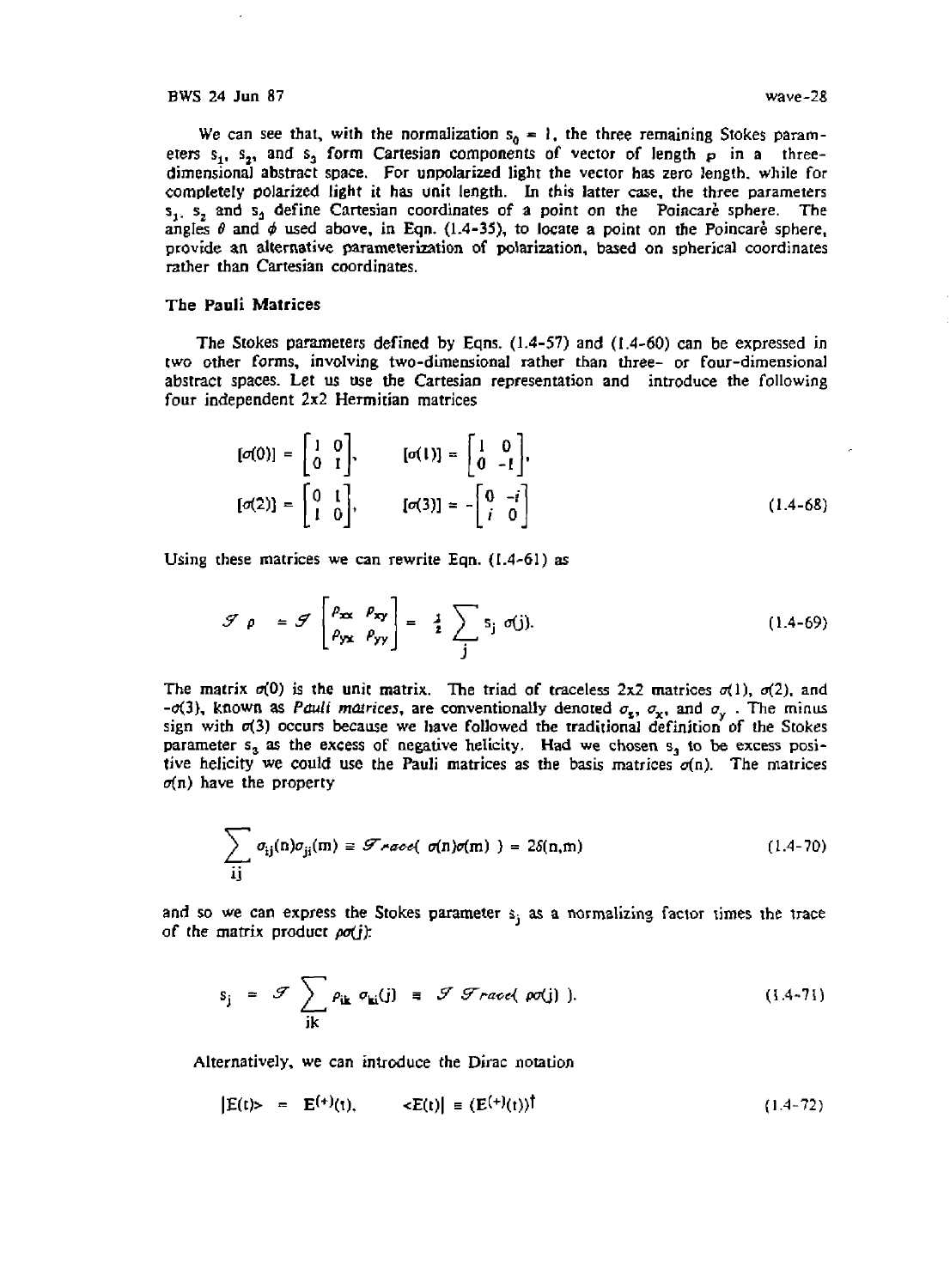We can see that, with the normalization $s_0 = 1$, the three remaining Stokes parameters $s_1$, $s_2$, and $s_3$ form Cartesian components of vector of length $p$ in a three-dimensional abstract space. For unpolarized light the vector has zero length, while for completely polarized light it has unit length. In this latter case, the three parameters $s_1$, $s_2$ and $s_3$ define Cartesian coordinates of a point on the Poincaré sphere. The angles $\theta$ and $\phi$ used above, in Eqn. (1.4-35), to locate a point on the Poincaré sphere, provide an alternative parameterization of polarization, based on spherical coordinates rather than Cartesian coordinates.

### The Pauli Matrices

The Stokes parameters defined by Eqns. (1.4-57) and (1.4-60) can be expressed in two other forms, involving two-dimensional rather than three- or four-dimensional abstract spaces. Let us use the Cartesian representation and introduce the following four independent 2x2 Hermitian matrices

$$
[\sigma(0)] = \begin{bmatrix} 1 & 0 \\ 0 & 1 \end{bmatrix}, \qquad [\sigma(1)] = \begin{bmatrix} 1 & 0 \\ 0 & -1 \end{bmatrix},
$$
$$
[\sigma(2)] = \begin{bmatrix} 0 & 1 \\ 1 & 0 \end{bmatrix}, \qquad [\sigma(3)] = -\begin{bmatrix} 0 & -i \\ i & 0 \end{bmatrix} \tag{1.4-68}
$$

Using these matrices we can rewrite Eqn. (1.4-61) as

$$
\mathcal{S}\,\rho \;=\mathcal{S}\begin{bmatrix} \rho_{xx} & \rho_{xy} \\ \rho_{yx} & \rho_{yy} \end{bmatrix} = \tfrac{1}{2}\sum_j s_j\,\sigma(j). \tag{1.4-69}
$$

The matrix $\sigma(0)$ is the unit matrix. The triad of traceless 2x2 matrices $\sigma(1)$, $\sigma(2)$, and $-\sigma(3)$, known as *Pauli matrices*, are conventionally denoted $\sigma_z$, $\sigma_x$, and $\sigma_y$. The minus sign with $\sigma(3)$ occurs because we have followed the traditional definition of the Stokes parameter $s_3$ as the excess of negative helicity. Had we chosen $s_3$ to be excess positive helicity we could use the Pauli matrices as the basis matrices $\sigma(n)$. The matrices $\sigma(n)$ have the property

$$
\sum_{ij} \sigma_{ij}(n)\sigma_{ji}(m) \equiv \mathcal{T}race(\,\sigma(n)\sigma(m)\,) = 2\delta(n,m) \tag{1.4-70}
$$

and so we can express the Stokes parameter $s_j$ as a normalizing factor times the trace of the matrix product $\rho\sigma(j)$:

$$
s_j \;=\; \mathcal{S}\sum_{ik} \rho_{ik}\,\sigma_{ki}(j) \;\equiv\; \mathcal{S}\,\mathcal{T}race(\,\rho\sigma(j)\,). \tag{1.4-71}
$$

Alternatively, we can introduce the Dirac notation

$$
|E(t)\rangle \;=\; \mathbf{E}^{(+)}(t), \qquad \langle E(t)| \equiv (\mathbf{E}^{(+)}(t))^{\dagger} \tag{1.4-72}
$$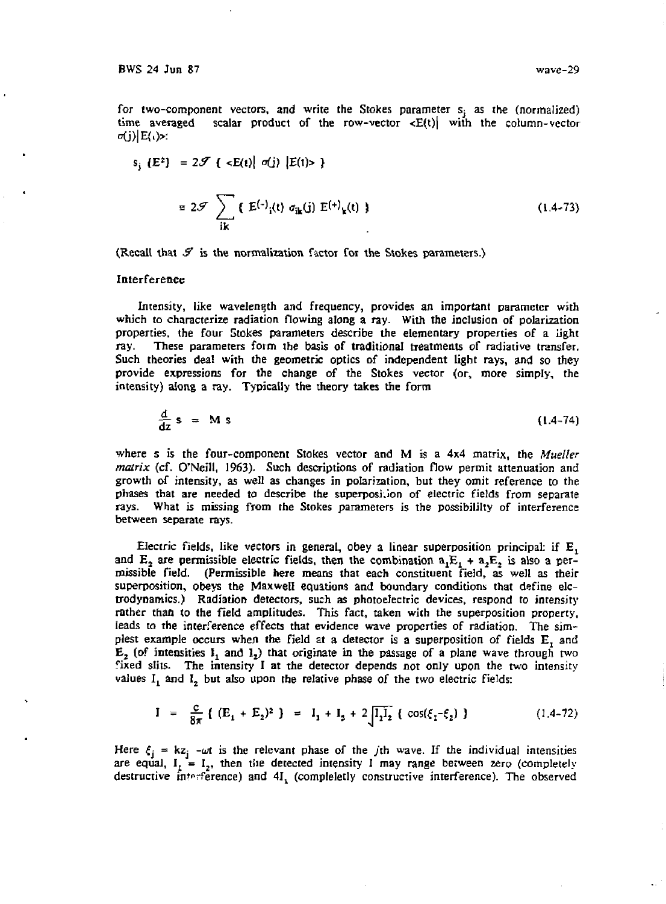for two-component vectors, and write the Stokes parameter $s_j$ as the (normalized) time averaged scalar product of the row-vector $\langle E(t)|$ with the column-vector $\sigma(j)|E(t)\rangle$:

$$s_j\,(E^2) = 2\mathcal{S}\,\{\,\langle E(t)|\;\sigma(j)\;|E(t)\rangle\,\}$$

$$= 2\mathcal{S} \sum_{ik} \{\,E^{(-)}{}_i(t)\;\sigma_{ik}(j)\;E^{(+)}{}_k(t)\,\} \tag{1.4-73}$$

(Recall that $\mathcal{S}$ is the normalization factor for the Stokes parameters.)

### Interference

Intensity, like wavelength and frequency, provides an important parameter with which to characterize radiation flowing along a ray. With the inclusion of polarization properties, the four Stokes parameters describe the elementary properties of a light ray. These parameters form the basis of traditional treatments of radiative transfer. Such theories deal with the geometric optics of independent light rays, and so they provide expressions for the change of the Stokes vector (or, more simply, the intensity) along a ray. Typically the theory takes the form

$$\frac{d}{dz}\,\mathbf{s} = \mathbf{M}\,\mathbf{s} \tag{1.4-74}$$

where $\mathbf{s}$ is the four-component Stokes vector and $\mathbf{M}$ is a 4x4 matrix, the *Mueller matrix* (cf. O'Neill, 1963). Such descriptions of radiation flow permit attenuation and growth of intensity, as well as changes in polarization, but they omit reference to the phases that are needed to describe the superposition of electric fields from separate rays. What is missing from the Stokes parameters is the possibililty of interference between separate rays.

Electric fields, like vectors in general, obey a linear superposition principal: if $\mathbf{E}_1$ and $\mathbf{E}_2$ are permissible electric fields, then the combination $a_1\mathbf{E}_1 + a_2\mathbf{E}_2$ is also a permissible field. (Permissible here means that each constituent field, as well as their superposition, obeys the Maxwell equations and boundary conditions that define electrodynamics.) Radiation detectors, such as photoelectric devices, respond to intensity rather than to the field amplitudes. This fact, taken with the superposition property, leads to the interference effects that evidence wave properties of radiation. The simplest example occurs when the field at a detector is a superposition of fields $\mathbf{E}_1$ and $\mathbf{E}_2$ (of intensities $I_1$ and $I_2$) that originate in the passage of a plane wave through two fixed slits. The intensity I at the detector depends not only upon the two intensity values $I_1$ and $I_2$ but also upon the relative phase of the two electric fields:

$$I = \frac{c}{8\pi}\,\{\,(\mathbf{E}_1 + \mathbf{E}_2)^2\,\} = I_1 + I_2 + 2\sqrt{I_1 I_2}\,\{\,\cos(\xi_1 - \xi_2)\,\} \tag{1.4-72}$$

Here $\xi_j = kz_j - \omega t$ is the relevant phase of the $j$th wave. If the individual intensities are equal, $I_1 = I_2$, then the detected intensity I may range between zero (completely destructive interference) and $4I_1$ (compleletly constructive interference). The observed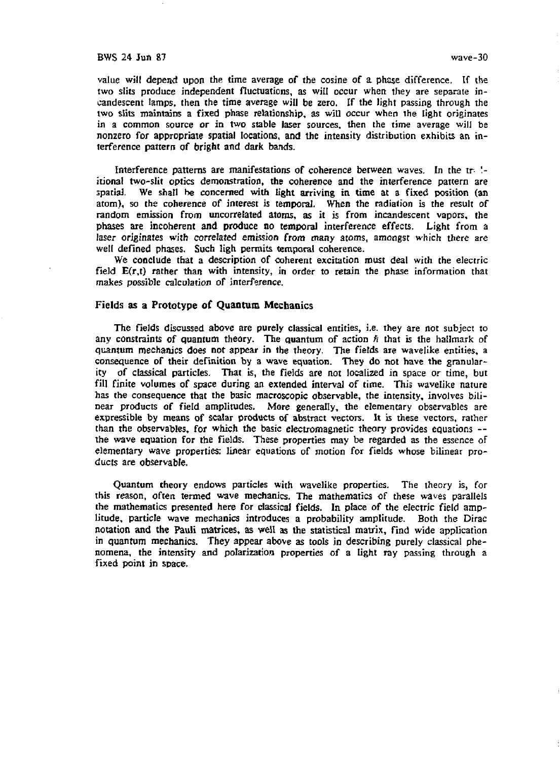value will depend upon the time average of the cosine of a phase difference. If the two slits produce independent fluctuations, as will occur when they are separate incandescent lamps, then the time average will be zero. If the light passing through the two slits maintains a fixed phase relationship, as will occur when the light originates in a common source or in two stable laser sources, then the time average will be nonzero for appropriate spatial locations, and the intensity distribution exhibits an interference pattern of bright and dark bands.

Interference patterns are manifestations of coherence between waves. In the traditional two-slit optics demonstration, the coherence and the interference pattern are spatial. We shall be concerned with light arriving in time at a fixed position (an atom), so the coherence of interest is temporal. When the radiation is the result of random emission from uncorrelated atoms, as it is from incandescent vapors, the phases are incoherent and produce no temporal interference effects. Light from a laser originates with correlated emission from many atoms, amongst which there are well defined phases. Such ligh permits temporal coherence.

We conclude that a description of coherent excitation must deal with the electric field $\mathbf{E}(\mathbf{r},t)$ rather than with intensity, in order to retain the phase information that makes possible calculation of interference.

## Fields as a Prototype of Quantum Mechanics

The fields discussed above are purely classical entities, i.e. they are not subject to any constraints of quantum theory. The quantum of action $\hbar$ that is the hallmark of quantum mechanics does not appear in the theory. The fields are wavelike entities, a consequence of their definition by a wave equation. They do not have the granularity of classical particles. That is, the fields are not localized in space or time, but fill finite volumes of space during an extended interval of time. This wavelike nature has the consequence that the basic macroscopic observable, the intensity, involves bilinear products of field amplitudes. More generally, the elementary observables are expressible by means of scalar products of abstract vectors. It is these vectors, rather than the observables, for which the basic electromagnetic theory provides equations -- the wave equation for the fields. These properties may be regarded as the essence of elementary wave properties: linear equations of motion for fields whose bilinear products are observable.

Quantum theory endows particles with wavelike properties. The theory is, for this reason, often termed wave mechanics. The mathematics of these waves parallels the mathematics presented here for classical fields. In place of the electric field amplitude, particle wave mechanics introduces a probability amplitude. Both the Dirac notation and the Pauli matrices, as well as the statistical matrix, find wide application in quantum mechanics. They appear above as tools in describing purely classical phenomena, the intensity and polarization properties of a light ray passing through a fixed point in space.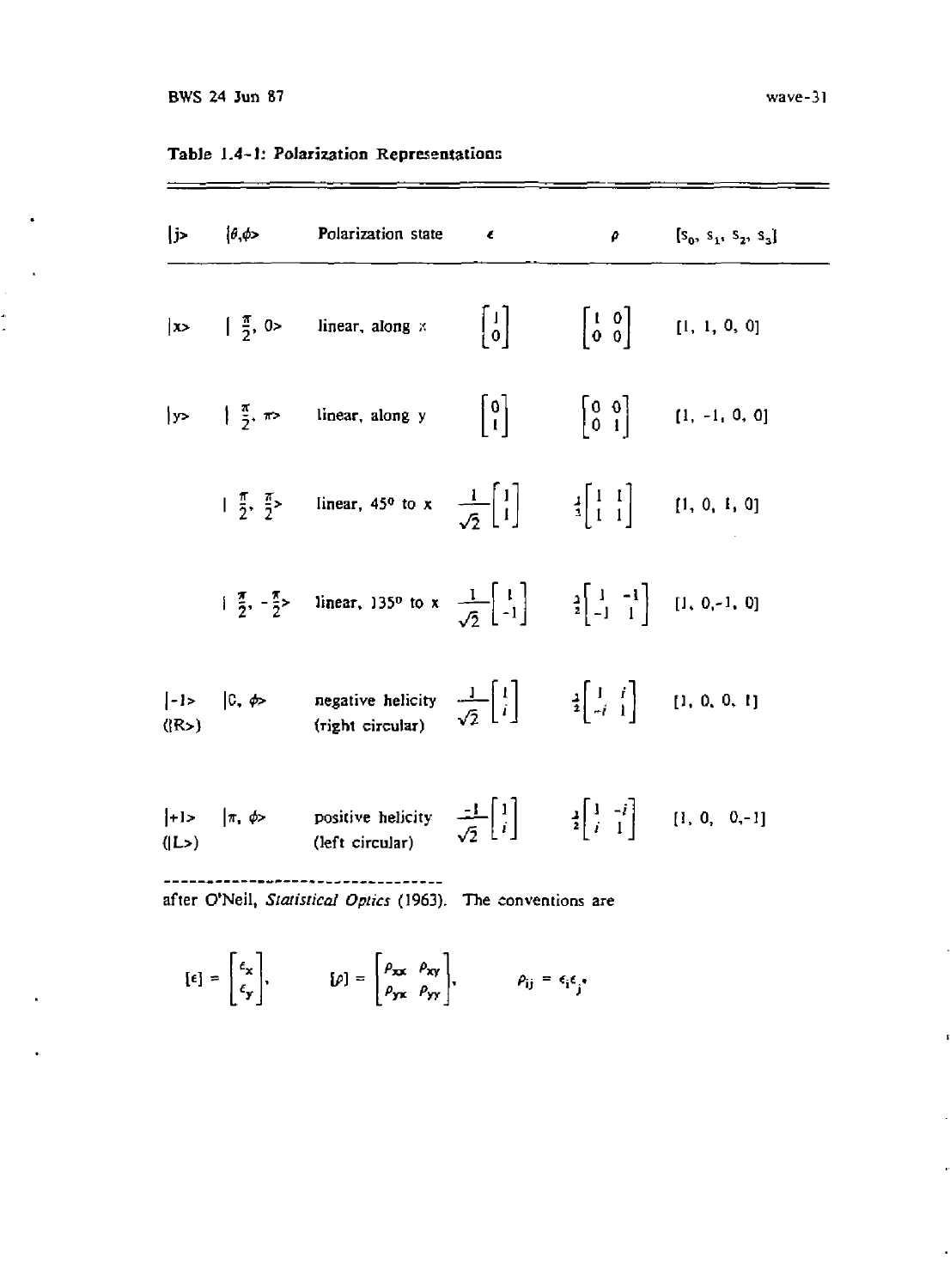**Table 1.4-1: Polarization Representations**

| $\|j>$ | $\|\theta,\phi>$ | Polarization state | $\epsilon$ | $\rho$ | $[s_0, s_1, s_2, s_3]$ |
|---|---|---|---|---|---|
| $\|x>$ | $\|\frac{\pi}{2}, 0>$ | linear, along x | $\begin{bmatrix} 1 \\ 0 \end{bmatrix}$ | $\begin{bmatrix} 1 & 0 \\ 0 & 0 \end{bmatrix}$ | [1, 1, 0, 0] |
| $\|y>$ | $\|\frac{\pi}{2}, \pi>$ | linear, along y | $\begin{bmatrix} 0 \\ 1 \end{bmatrix}$ | $\begin{bmatrix} 0 & 0 \\ 0 & 1 \end{bmatrix}$ | [1, -1, 0, 0] |
| | $\|\frac{\pi}{2}, \frac{\pi}{2}>$ | linear, 45° to x | $\frac{1}{\sqrt{2}}\begin{bmatrix} 1 \\ 1 \end{bmatrix}$ | $\frac{1}{2}\begin{bmatrix} 1 & 1 \\ 1 & 1 \end{bmatrix}$ | [1, 0, 1, 0] |
| | $\|\frac{\pi}{2}, -\frac{\pi}{2}>$ | linear, 135° to x | $\frac{1}{\sqrt{2}}\begin{bmatrix} 1 \\ -1 \end{bmatrix}$ | $\frac{1}{2}\begin{bmatrix} 1 & -1 \\ -1 & 1 \end{bmatrix}$ | [1, 0, -1, 0] |
| $\|-1>$ ($\|R>$) | $\|0, \phi>$ | negative helicity (right circular) | $\frac{1}{\sqrt{2}}\begin{bmatrix} 1 \\ i \end{bmatrix}$ | $\frac{1}{2}\begin{bmatrix} 1 & i \\ -i & 1 \end{bmatrix}$ | [1, 0, 0, 1] |
| $\|+1>$ ($\|L>$) | $\|\pi, \phi>$ | positive helicity (left circular) | $\frac{-1}{\sqrt{2}}\begin{bmatrix} 1 \\ i \end{bmatrix}$ | $\frac{1}{2}\begin{bmatrix} 1 & -i \\ i & 1 \end{bmatrix}$ | [1, 0, 0, -1] |

---

after O'Neil, *Statistical Optics* (1963). The conventions are

$$[\epsilon] = \begin{bmatrix} \epsilon_x \\ \epsilon_y \end{bmatrix}, \qquad [\rho] = \begin{bmatrix} \rho_{xx} & \rho_{xy} \\ \rho_{yx} & \rho_{yy} \end{bmatrix}, \qquad \rho_{ij} = \epsilon_i \epsilon_j^*$$